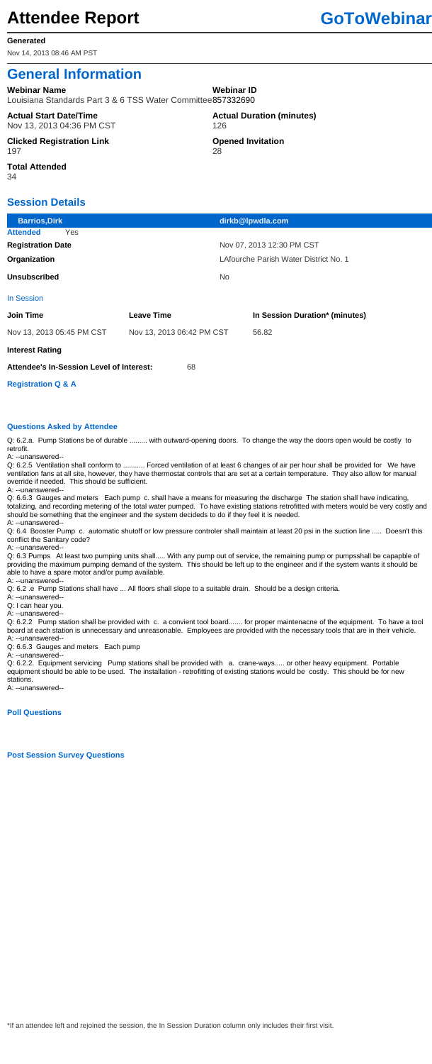# Attendee Report

**GoToWebinar**

**Generated**

Nov 14, 2013 08:46 AM PST

## General Information

**Webinar Name**
Louisiana Standards Part 3 & 6 TSS Water Committee

**Webinar ID**
857332690

**Actual Start Date/Time**
Nov 13, 2013 04:36 PM CST

**Actual Duration (minutes)**
126

**Clicked Registration Link**
197

**Opened Invitation**
28

**Total Attended**
34

### Session Details

| **Barrios,Dirk** | **dirkb@lpwdla.com** |
|---|---|
| **Attended** Yes | |
| **Registration Date** | Nov 07, 2013 12:30 PM CST |
| **Organization** | LAfourche Parish Water District No. 1 |
| **Unsubscribed** | No |

In Session

| Join Time | Leave Time | In Session Duration* (minutes) |
|---|---|---|
| Nov 13, 2013 05:45 PM CST | Nov 13, 2013 06:42 PM CST | 56.82 |

**Interest Rating**

**Attendee's In-Session Level of Interest:** 68

**Registration Q & A**

**Questions Asked by Attendee**

Q: 6.2.a. Pump Stations be of durable ......... with outward-opening doors. To change the way the doors open would be costly to retrofit.
A: --unanswered--
Q: 6.2.5 Ventilation shall conform to ........... Forced ventilation of at least 6 changes of air per hour shall be provided for We have ventilation fans at all site, however, they have thermostat controls that are set at a certain temperature. They also allow for manual override if needed. This should be sufficient.
A: --unanswered--
Q: 6.6.3 Gauges and meters Each pump c. shall have a means for measuring the discharge The station shall have indicating, totalizing, and recording metering of the total water pumped. To have existing stations retrofitted with meters would be very costly and should be something that the engineer and the system decideds to do if they feel it is needed.
A: --unanswered--
Q: 6.4 Booster Pump c. automatic shutoff or low pressure controler shall maintain at least 20 psi in the suction line ..... Doesn't this conflict the Sanitary code?
A: --unanswered--
Q: 6.3 Pumps At least two pumping units shall..... With any pump out of service, the remaining pump or pumpsshall be capapble of providing the maximum pumping demand of the system. This should be left up to the engineer and if the system wants it should be able to have a spare motor and/or pump available.
A: --unanswered--
Q: 6.2 .e Pump Stations shall have ... All floors shall slope to a suitable drain. Should be a design criteria.
A: --unanswered--
Q: I can hear you.
A: --unanswered--
Q: 6.2.2 Pump station shall be provided with c. a convient tool board....... for proper maintenacne of the equipment. To have a tool board at each station is unnecessary and unreasonable. Employees are provided with the necessary tools that are in their vehicle.
A: --unanswered--
Q: 6.6.3 Gauges and meters Each pump
A: --unanswered--
Q: 6.2.2. Equipment servicing Pump stations shall be provided with a. crane-ways..... or other heavy equipment. Portable equipment should be able to be used. The installation - retrofitting of existing stations would be costly. This should be for new stations.
A: --unanswered--

**Poll Questions**

**Post Session Survey Questions**

*If an attendee left and rejoined the session, the In Session Duration column only includes their first visit.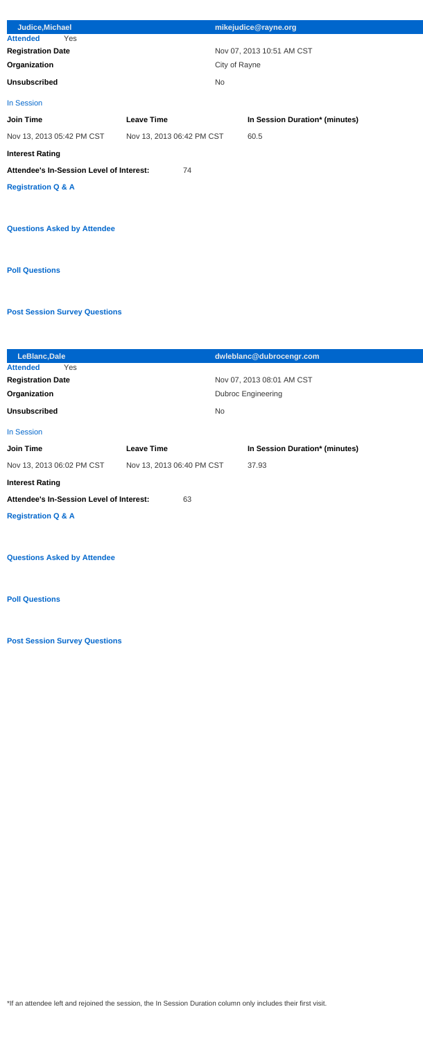| Judice,Michael | | mikejudice@rayne.org |
|---|---|---|
| **Attended** Yes | | |
| **Registration Date** | | Nov 07, 2013 10:51 AM CST |
| **Organization** | | City of Rayne |
| **Unsubscribed** | No | |

**In Session**

| Join Time | Leave Time | In Session Duration* (minutes) |
|---|---|---|
| Nov 13, 2013 05:42 PM CST | Nov 13, 2013 06:42 PM CST | 60.5 |

**Interest Rating**

**Attendee's In-Session Level of Interest:** 74

**Registration Q & A**

**Questions Asked by Attendee**

**Poll Questions**

**Post Session Survey Questions**

| LeBlanc,Dale | | dwleblanc@dubrocengr.com |
|---|---|---|
| **Attended** Yes | | |
| **Registration Date** | | Nov 07, 2013 08:01 AM CST |
| **Organization** | | Dubroc Engineering |
| **Unsubscribed** | No | |

**In Session**

| Join Time | Leave Time | In Session Duration* (minutes) |
|---|---|---|
| Nov 13, 2013 06:02 PM CST | Nov 13, 2013 06:40 PM CST | 37.93 |

**Interest Rating**

**Attendee's In-Session Level of Interest:** 63

**Registration Q & A**

**Questions Asked by Attendee**

**Poll Questions**

**Post Session Survey Questions**

*If an attendee left and rejoined the session, the In Session Duration column only includes their first visit.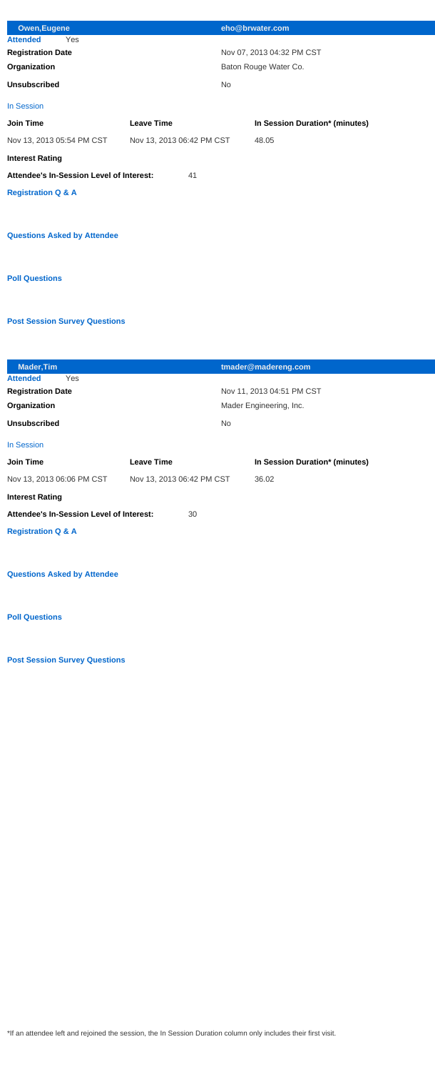## Owen,Eugene — eho@brwater.com

**Attended** Yes

| | |
|---|---|
| **Registration Date** | Nov 07, 2013 04:32 PM CST |
| **Organization** | Baton Rouge Water Co. |
| **Unsubscribed** | No |

**In Session**

| Join Time | Leave Time | In Session Duration* (minutes) |
|---|---|---|
| Nov 13, 2013 05:54 PM CST | Nov 13, 2013 06:42 PM CST | 48.05 |

**Interest Rating**

**Attendee's In-Session Level of Interest:** 41

**Registration Q & A**

**Questions Asked by Attendee**

**Poll Questions**

**Post Session Survey Questions**

## Mader,Tim — tmader@madereng.com

**Attended** Yes

| | |
|---|---|
| **Registration Date** | Nov 11, 2013 04:51 PM CST |
| **Organization** | Mader Engineering, Inc. |
| **Unsubscribed** | No |

**In Session**

| Join Time | Leave Time | In Session Duration* (minutes) |
|---|---|---|
| Nov 13, 2013 06:06 PM CST | Nov 13, 2013 06:42 PM CST | 36.02 |

**Interest Rating**

**Attendee's In-Session Level of Interest:** 30

**Registration Q & A**

**Questions Asked by Attendee**

**Poll Questions**

**Post Session Survey Questions**

*If an attendee left and rejoined the session, the In Session Duration column only includes their first visit.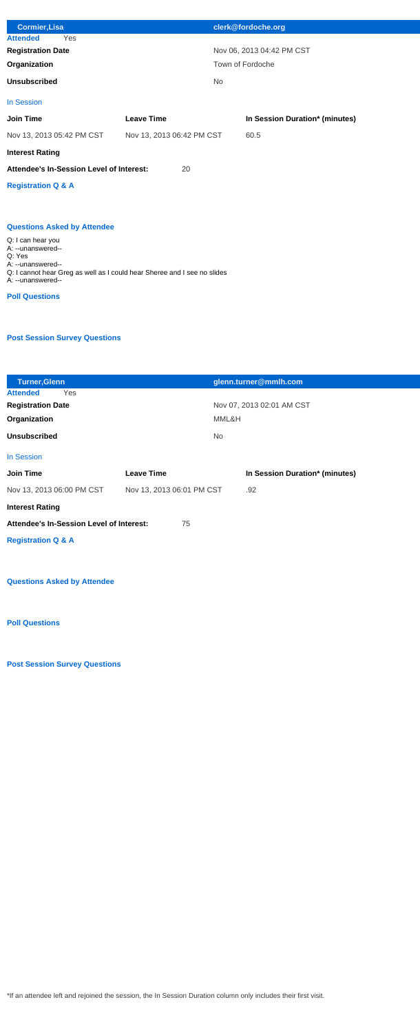| Cormier,Lisa | | clerk@fordoche.org |
| --- | --- | --- |
| **Attended** Yes | | |
| **Registration Date** | | Nov 06, 2013 04:42 PM CST |
| **Organization** | | Town of Fordoche |
| **Unsubscribed** | | No |

**In Session**

| Join Time | Leave Time | In Session Duration* (minutes) |
| --- | --- | --- |
| Nov 13, 2013 05:42 PM CST | Nov 13, 2013 06:42 PM CST | 60.5 |

**Interest Rating**

**Attendee's In-Session Level of Interest:** 20

**Registration Q & A**

**Questions Asked by Attendee**

Q: I can hear you
A: --unanswered--
Q: Yes
A: --unanswered--
Q: I cannot hear Greg as well as I could hear Sheree and I see no slides
A: --unanswered--

**Poll Questions**

**Post Session Survey Questions**

| Turner,Glenn | | glenn.turner@mmlh.com |
| --- | --- | --- |
| **Attended** Yes | | |
| **Registration Date** | | Nov 07, 2013 02:01 AM CST |
| **Organization** | | MML&H |
| **Unsubscribed** | | No |

**In Session**

| Join Time | Leave Time | In Session Duration* (minutes) |
| --- | --- | --- |
| Nov 13, 2013 06:00 PM CST | Nov 13, 2013 06:01 PM CST | .92 |

**Interest Rating**

**Attendee's In-Session Level of Interest:** 75

**Registration Q & A**

**Questions Asked by Attendee**

**Poll Questions**

**Post Session Survey Questions**

*If an attendee left and rejoined the session, the In Session Duration column only includes their first visit.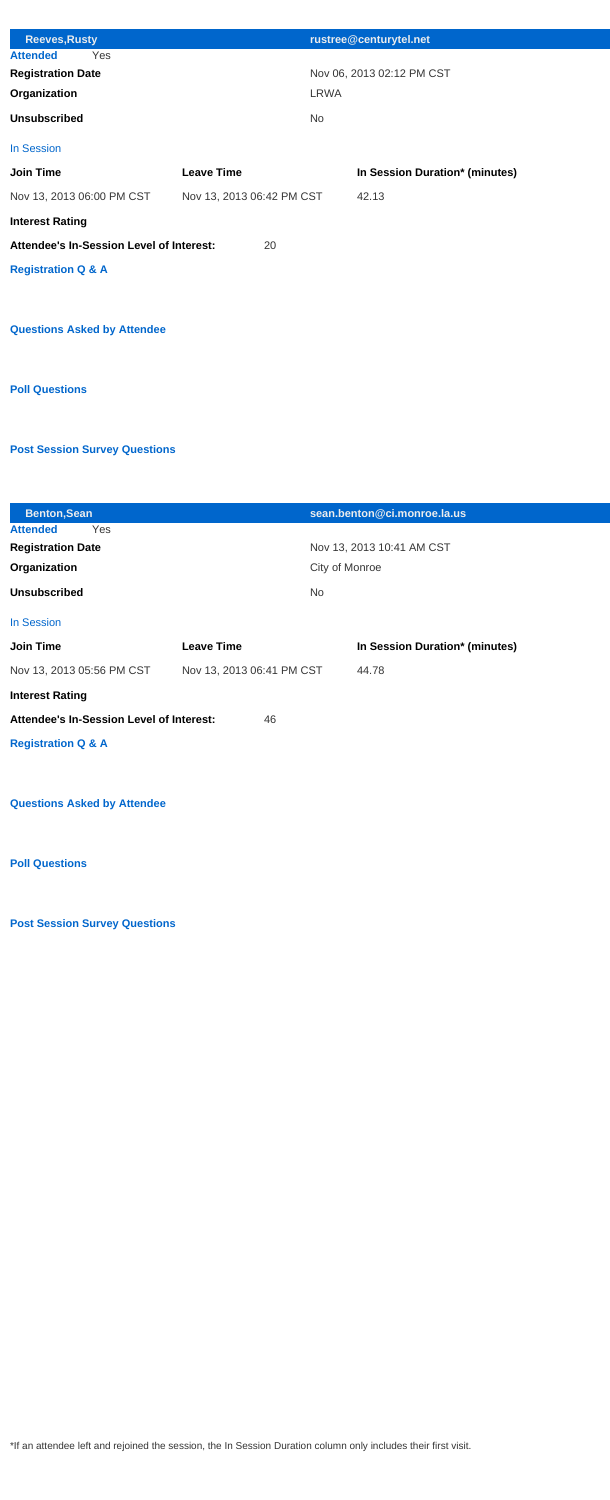| Reeves,Rusty | | rustree@centurytel.net |
| --- | --- | --- |
| **Attended** Yes | | |
| **Registration Date** | | Nov 06, 2013 02:12 PM CST |
| **Organization** | | LRWA |
| **Unsubscribed** | | No |

**In Session**

| Join Time | Leave Time | In Session Duration* (minutes) |
| --- | --- | --- |
| Nov 13, 2013 06:00 PM CST | Nov 13, 2013 06:42 PM CST | 42.13 |

**Interest Rating**

**Attendee's In-Session Level of Interest:** 20

**Registration Q & A**

**Questions Asked by Attendee**

**Poll Questions**

**Post Session Survey Questions**

| Benton,Sean | | sean.benton@ci.monroe.la.us |
| --- | --- | --- |
| **Attended** Yes | | |
| **Registration Date** | | Nov 13, 2013 10:41 AM CST |
| **Organization** | | City of Monroe |
| **Unsubscribed** | | No |

**In Session**

| Join Time | Leave Time | In Session Duration* (minutes) |
| --- | --- | --- |
| Nov 13, 2013 05:56 PM CST | Nov 13, 2013 06:41 PM CST | 44.78 |

**Interest Rating**

**Attendee's In-Session Level of Interest:** 46

**Registration Q & A**

**Questions Asked by Attendee**

**Poll Questions**

**Post Session Survey Questions**

*If an attendee left and rejoined the session, the In Session Duration column only includes their first visit.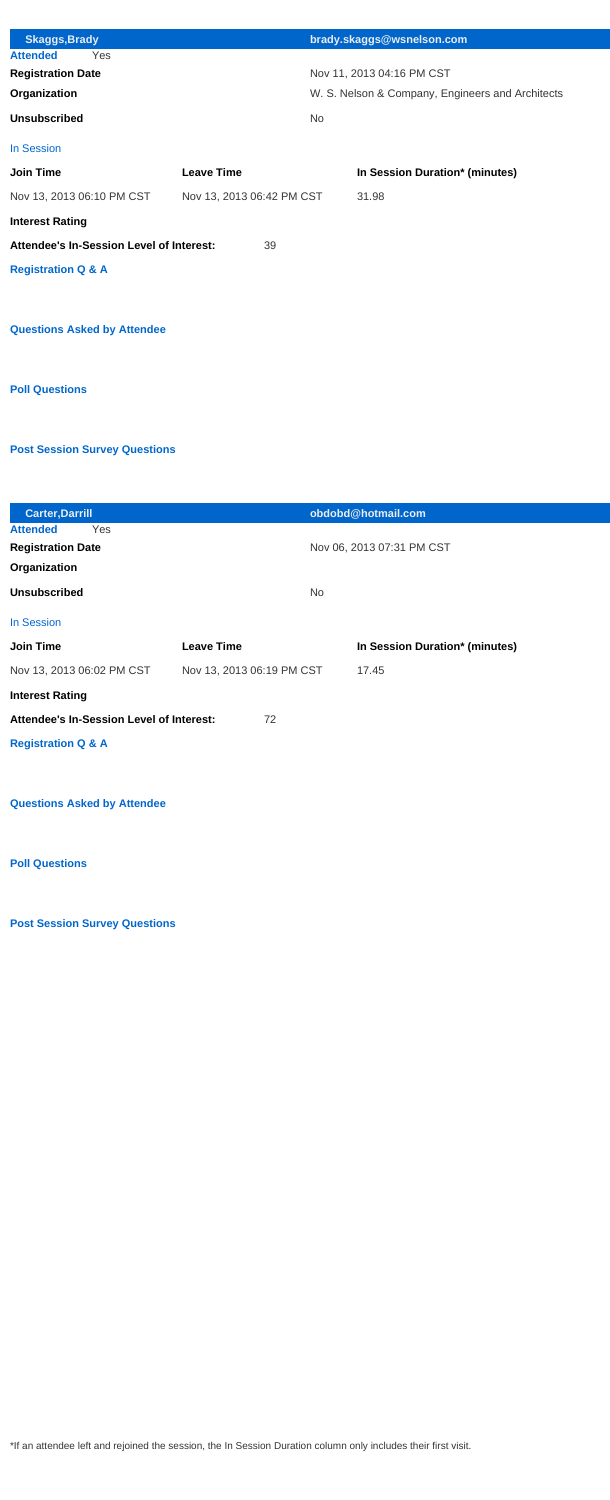| Skaggs,Brady | | brady.skaggs@wsnelson.com |
| --- | --- | --- |
| **Attended** Yes | | |
| **Registration Date** | | Nov 11, 2013 04:16 PM CST |
| **Organization** | | W. S. Nelson & Company, Engineers and Architects |
| **Unsubscribed** | | No |

**In Session**

| Join Time | Leave Time | In Session Duration* (minutes) |
| --- | --- | --- |
| Nov 13, 2013 06:10 PM CST | Nov 13, 2013 06:42 PM CST | 31.98 |

**Interest Rating**

**Attendee's In-Session Level of Interest:** 39

**Registration Q & A**

**Questions Asked by Attendee**

**Poll Questions**

**Post Session Survey Questions**

| Carter,Darrill | | obdobd@hotmail.com |
| --- | --- | --- |
| **Attended** Yes | | |
| **Registration Date** | | Nov 06, 2013 07:31 PM CST |
| **Organization** | | |
| **Unsubscribed** | | No |

**In Session**

| Join Time | Leave Time | In Session Duration* (minutes) |
| --- | --- | --- |
| Nov 13, 2013 06:02 PM CST | Nov 13, 2013 06:19 PM CST | 17.45 |

**Interest Rating**

**Attendee's In-Session Level of Interest:** 72

**Registration Q & A**

**Questions Asked by Attendee**

**Poll Questions**

**Post Session Survey Questions**

*If an attendee left and rejoined the session, the In Session Duration column only includes their first visit.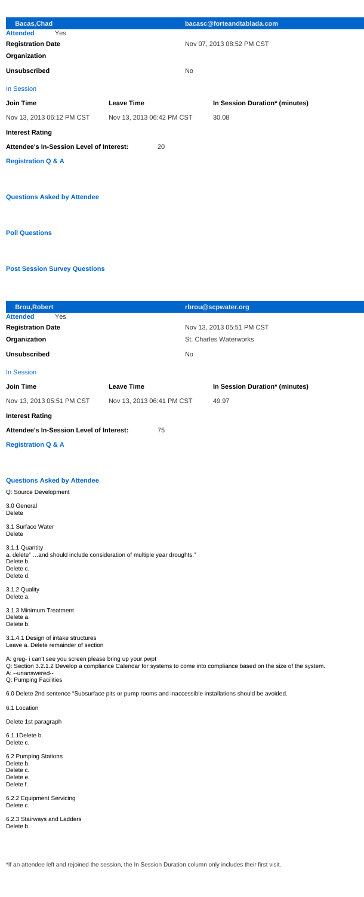| Bacas,Chad | | bacasc@forteandtablada.com |
| --- | --- | --- |
| **Attended** Yes | | |
| **Registration Date** | | Nov 07, 2013 08:52 PM CST |
| **Organization** | | |
| **Unsubscribed** | | No |

**In Session**

| Join Time | Leave Time | In Session Duration* (minutes) |
| --- | --- | --- |
| Nov 13, 2013 06:12 PM CST | Nov 13, 2013 06:42 PM CST | 30.08 |

**Interest Rating**

**Attendee's In-Session Level of Interest:** 20

**Registration Q & A**

**Questions Asked by Attendee**

**Poll Questions**

**Post Session Survey Questions**

| Brou,Robert | | rbrou@scpwater.org |
| --- | --- | --- |
| **Attended** Yes | | |
| **Registration Date** | | Nov 13, 2013 05:51 PM CST |
| **Organization** | | St. Charles Waterworks |
| **Unsubscribed** | | No |

**In Session**

| Join Time | Leave Time | In Session Duration* (minutes) |
| --- | --- | --- |
| Nov 13, 2013 05:51 PM CST | Nov 13, 2013 06:41 PM CST | 49.97 |

**Interest Rating**

**Attendee's In-Session Level of Interest:** 75

**Registration Q & A**

**Questions Asked by Attendee**

Q: Source Development

3.0 General
Delete

3.1 Surface Water
Delete

3.1.1 Quantity
a. delete" …and should include consideration of multiple year droughts."
Delete b.
Delete c.
Delete d.

3.1.2 Quality
Delete a.

3.1.3 Minimum Treatment
Delete a.
Delete b.

3.1.4.1 Design of intake structures
Leave a. Delete remainder of section

A: greg- i can't see you screen please bring up your pwpt
Q: Section 3.2.1.2 Develop a compliance Calendar for systems to come into compliance based on the size of the system.
A: --unanswered--
Q: Pumping Facilities

6.0 Delete 2nd sentence "Subsurface pits or pump rooms and inaccessible installations should be avoided.

6.1 Location

Delete 1st paragraph

6.1.1Delete b.
Delete c.

6.2 Pumping Stations
Delete b.
Delete c.
Delete e.
Delete f.

6.2.2 Equipment Servicing
Delete c.

6.2.3 Stairways and Ladders
Delete b.

*If an attendee left and rejoined the session, the In Session Duration column only includes their first visit.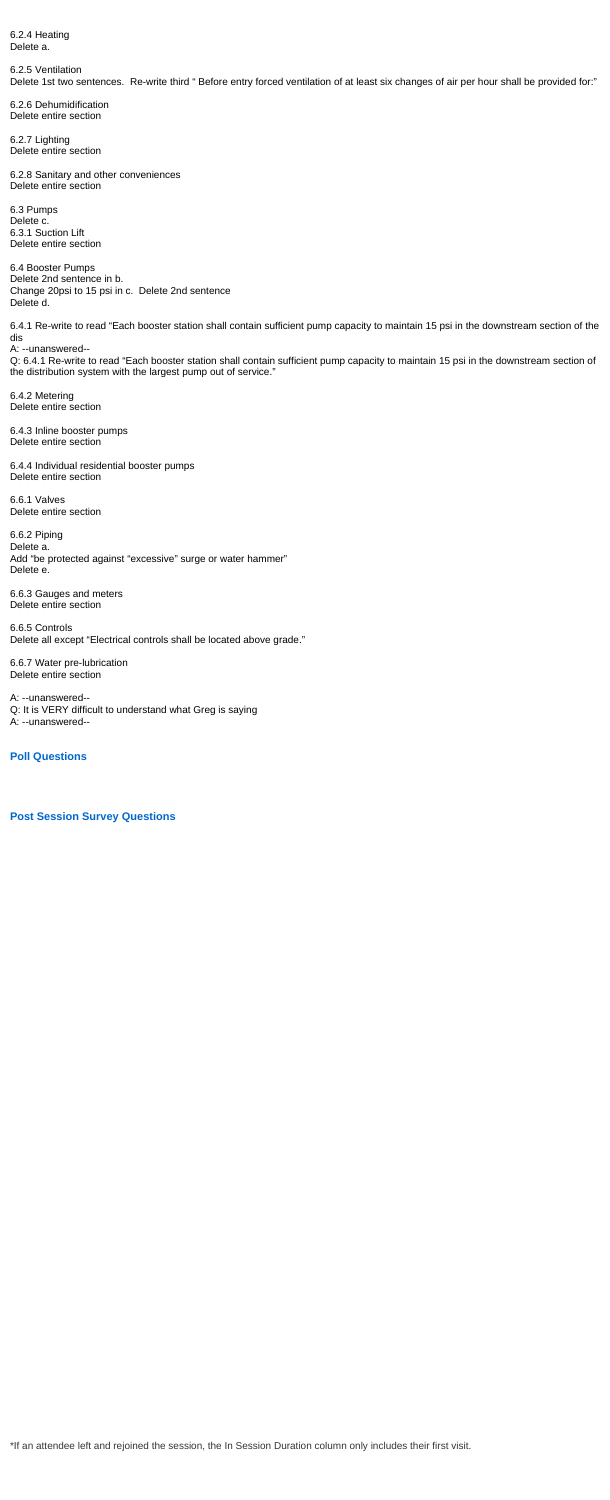6.2.4 Heating
Delete a.

6.2.5 Ventilation
Delete 1st two sentences. Re-write third " Before entry forced ventilation of at least six changes of air per hour shall be provided for:"

6.2.6 Dehumidification
Delete entire section

6.2.7 Lighting
Delete entire section

6.2.8 Sanitary and other conveniences
Delete entire section

6.3 Pumps
Delete c.
6.3.1 Suction Lift
Delete entire section

6.4 Booster Pumps
Delete 2nd sentence in b.
Change 20psi to 15 psi in c. Delete 2nd sentence
Delete d.

6.4.1 Re-write to read "Each booster station shall contain sufficient pump capacity to maintain 15 psi in the downstream section of the dis
A: --unanswered--
Q: 6.4.1 Re-write to read "Each booster station shall contain sufficient pump capacity to maintain 15 psi in the downstream section of the distribution system with the largest pump out of service."

6.4.2 Metering
Delete entire section

6.4.3 Inline booster pumps
Delete entire section

6.4.4 Individual residential booster pumps
Delete entire section

6.6.1 Valves
Delete entire section

6.6.2 Piping
Delete a.
Add "be protected against "excessive" surge or water hammer"
Delete e.

6.6.3 Gauges and meters
Delete entire section

6.6.5 Controls
Delete all except "Electrical controls shall be located above grade."

6.6.7 Water pre-lubrication
Delete entire section

A: --unanswered--
Q: It is VERY difficult to understand what Greg is saying
A: --unanswered--

**Poll Questions**

**Post Session Survey Questions**

*If an attendee left and rejoined the session, the In Session Duration column only includes their first visit.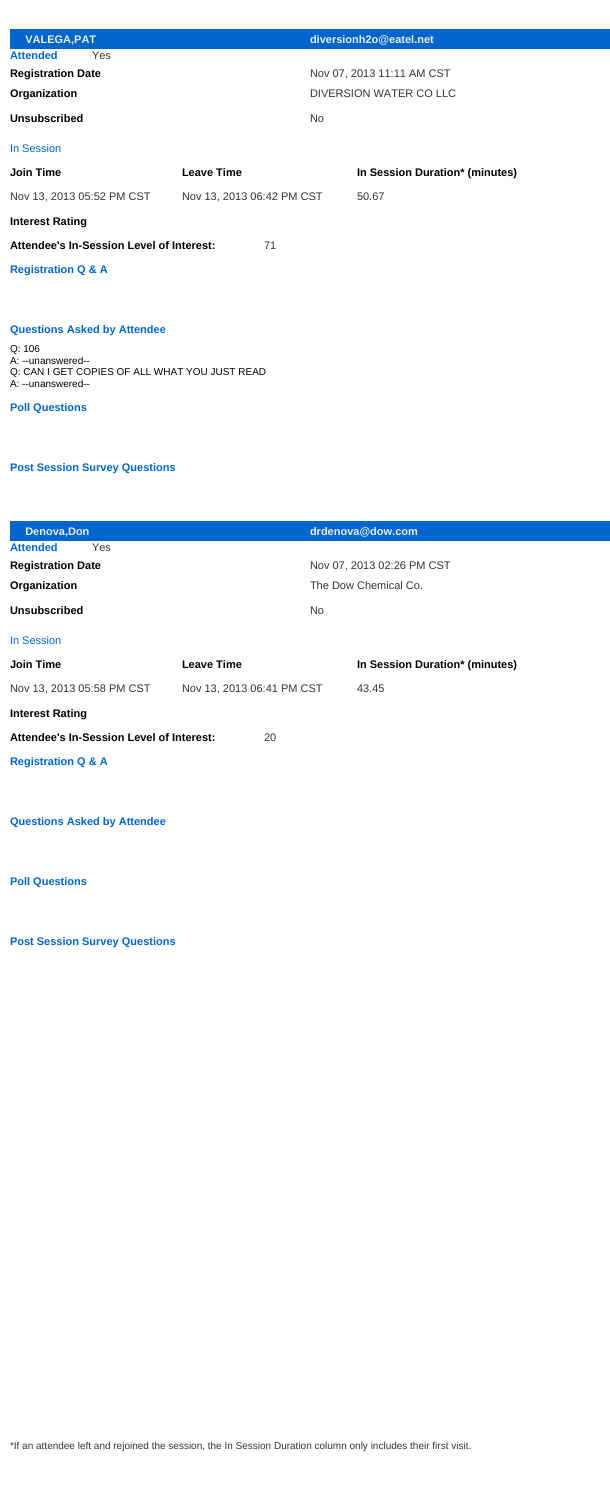## VALEGA,PAT

diversionh2o@eatel.net

**Attended** Yes

| | |
|---|---|
| **Registration Date** | Nov 07, 2013 11:11 AM CST |
| **Organization** | DIVERSION WATER CO LLC |
| **Unsubscribed** | No |

### In Session

| Join Time | Leave Time | In Session Duration* (minutes) |
|---|---|---|
| Nov 13, 2013 05:52 PM CST | Nov 13, 2013 06:42 PM CST | 50.67 |

**Interest Rating**

**Attendee's In-Session Level of Interest:** 71

**Registration Q & A**

**Questions Asked by Attendee**

Q: 106
A: --unanswered--
Q: CAN I GET COPIES OF ALL WHAT YOU JUST READ
A: --unanswered--

**Poll Questions**

**Post Session Survey Questions**

## Denova,Don

drdenova@dow.com

**Attended** Yes

| | |
|---|---|
| **Registration Date** | Nov 07, 2013 02:26 PM CST |
| **Organization** | The Dow Chemical Co. |
| **Unsubscribed** | No |

### In Session

| Join Time | Leave Time | In Session Duration* (minutes) |
|---|---|---|
| Nov 13, 2013 05:58 PM CST | Nov 13, 2013 06:41 PM CST | 43.45 |

**Interest Rating**

**Attendee's In-Session Level of Interest:** 20

**Registration Q & A**

**Questions Asked by Attendee**

**Poll Questions**

**Post Session Survey Questions**

*If an attendee left and rejoined the session, the In Session Duration column only includes their first visit.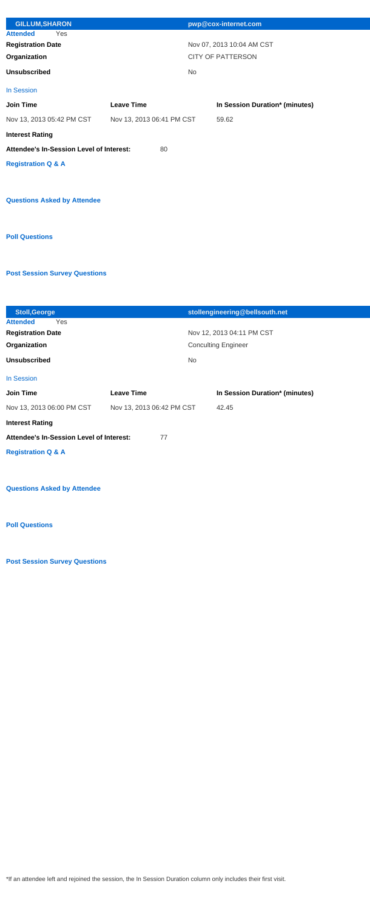## GILLUM,SHARON — pwp@cox-internet.com

**Attended** Yes

| | |
|---|---|
| **Registration Date** | Nov 07, 2013 10:04 AM CST |
| **Organization** | CITY OF PATTERSON |
| **Unsubscribed** | No |

**In Session**

| Join Time | Leave Time | In Session Duration* (minutes) |
|---|---|---|
| Nov 13, 2013 05:42 PM CST | Nov 13, 2013 06:41 PM CST | 59.62 |

**Interest Rating**

**Attendee's In-Session Level of Interest:** 80

**Registration Q & A**

**Questions Asked by Attendee**

**Poll Questions**

**Post Session Survey Questions**

## Stoll,George — stollengineering@bellsouth.net

**Attended** Yes

| | |
|---|---|
| **Registration Date** | Nov 12, 2013 04:11 PM CST |
| **Organization** | Conculting Engineer |
| **Unsubscribed** | No |

**In Session**

| Join Time | Leave Time | In Session Duration* (minutes) |
|---|---|---|
| Nov 13, 2013 06:00 PM CST | Nov 13, 2013 06:42 PM CST | 42.45 |

**Interest Rating**

**Attendee's In-Session Level of Interest:** 77

**Registration Q & A**

**Questions Asked by Attendee**

**Poll Questions**

**Post Session Survey Questions**

*If an attendee left and rejoined the session, the In Session Duration column only includes their first visit.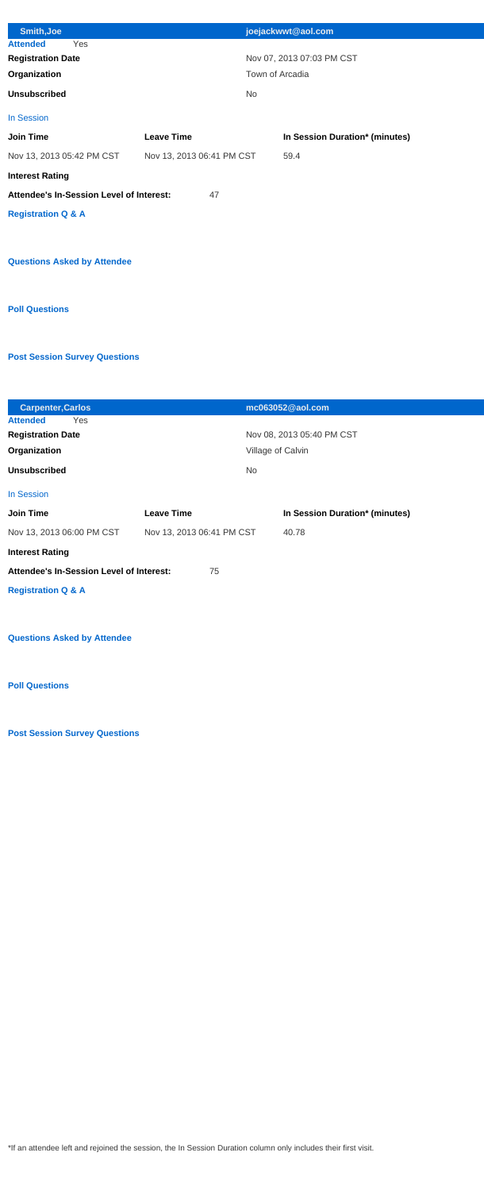| **Smith,Joe** | | **joejackwwt@aol.com** |
| --- | --- | --- |
| **Attended** Yes | | |
| **Registration Date** | | Nov 07, 2013 07:03 PM CST |
| **Organization** | | Town of Arcadia |
| **Unsubscribed** | | No |

**In Session**

| **Join Time** | **Leave Time** | **In Session Duration* (minutes)** |
| --- | --- | --- |
| Nov 13, 2013 05:42 PM CST | Nov 13, 2013 06:41 PM CST | 59.4 |

**Interest Rating**

**Attendee's In-Session Level of Interest:** 47

**Registration Q & A**

**Questions Asked by Attendee**

**Poll Questions**

**Post Session Survey Questions**

| **Carpenter,Carlos** | | **mc063052@aol.com** |
| --- | --- | --- |
| **Attended** Yes | | |
| **Registration Date** | | Nov 08, 2013 05:40 PM CST |
| **Organization** | | Village of Calvin |
| **Unsubscribed** | | No |

**In Session**

| **Join Time** | **Leave Time** | **In Session Duration* (minutes)** |
| --- | --- | --- |
| Nov 13, 2013 06:00 PM CST | Nov 13, 2013 06:41 PM CST | 40.78 |

**Interest Rating**

**Attendee's In-Session Level of Interest:** 75

**Registration Q & A**

**Questions Asked by Attendee**

**Poll Questions**

**Post Session Survey Questions**

*If an attendee left and rejoined the session, the In Session Duration column only includes their first visit.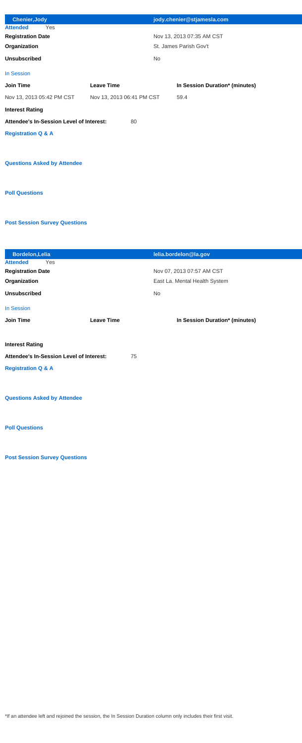| Chenier,Jody | | jody.chenier@stjamesla.com |
| --- | --- | --- |
| **Attended** Yes | | |
| **Registration Date** | | Nov 13, 2013 07:35 AM CST |
| **Organization** | | St. James Parish Gov't |
| **Unsubscribed** | | No |

In Session

| Join Time | Leave Time | In Session Duration* (minutes) |
| --- | --- | --- |
| Nov 13, 2013 05:42 PM CST | Nov 13, 2013 06:41 PM CST | 59.4 |

**Interest Rating**

**Attendee's In-Session Level of Interest:** 80

**Registration Q & A**

**Questions Asked by Attendee**

**Poll Questions**

**Post Session Survey Questions**

| Bordelon,Lelia | | lelia.bordelon@la.gov |
| --- | --- | --- |
| **Attended** Yes | | |
| **Registration Date** | | Nov 07, 2013 07:57 AM CST |
| **Organization** | | East La. Mental Health System |
| **Unsubscribed** | | No |

In Session

| Join Time | Leave Time | In Session Duration* (minutes) |
| --- | --- | --- |

**Interest Rating**

**Attendee's In-Session Level of Interest:** 75

**Registration Q & A**

**Questions Asked by Attendee**

**Poll Questions**

**Post Session Survey Questions**

*If an attendee left and rejoined the session, the In Session Duration column only includes their first visit.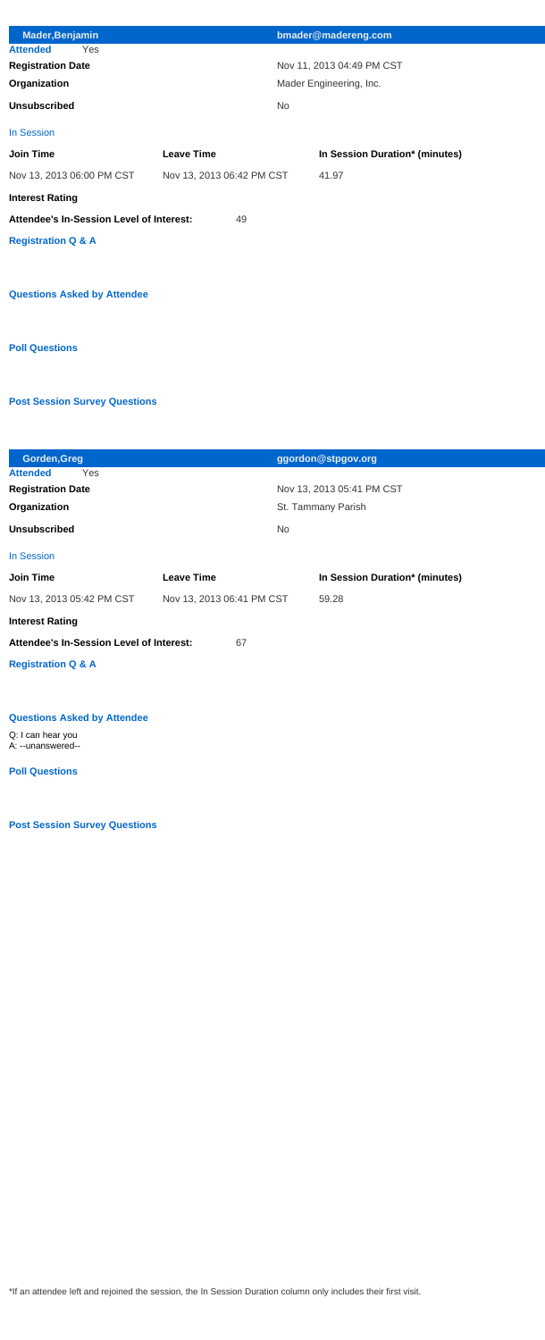| Mader,Benjamin | | bmader@madereng.com |
| --- | --- | --- |
| **Attended** Yes | | |
| **Registration Date** | | Nov 11, 2013 04:49 PM CST |
| **Organization** | | Mader Engineering, Inc. |
| **Unsubscribed** | No | |

**In Session**

| Join Time | Leave Time | In Session Duration* (minutes) |
| --- | --- | --- |
| Nov 13, 2013 06:00 PM CST | Nov 13, 2013 06:42 PM CST | 41.97 |

**Interest Rating**

**Attendee's In-Session Level of Interest:** 49

**Registration Q & A**

**Questions Asked by Attendee**

**Poll Questions**

**Post Session Survey Questions**

| Gorden,Greg | | ggordon@stpgov.org |
| --- | --- | --- |
| **Attended** Yes | | |
| **Registration Date** | | Nov 13, 2013 05:41 PM CST |
| **Organization** | | St. Tammany Parish |
| **Unsubscribed** | No | |

**In Session**

| Join Time | Leave Time | In Session Duration* (minutes) |
| --- | --- | --- |
| Nov 13, 2013 05:42 PM CST | Nov 13, 2013 06:41 PM CST | 59.28 |

**Interest Rating**

**Attendee's In-Session Level of Interest:** 67

**Registration Q & A**

**Questions Asked by Attendee**

Q: I can hear you
A: --unanswered--

**Poll Questions**

**Post Session Survey Questions**

*If an attendee left and rejoined the session, the In Session Duration column only includes their first visit.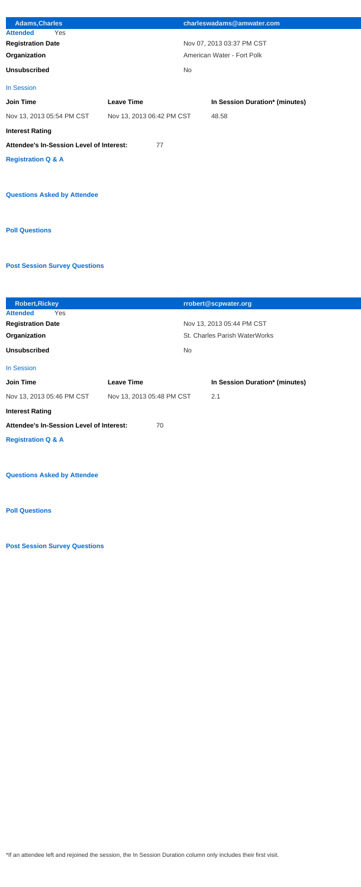| **Adams,Charles** | | **charleswadams@amwater.com** |
|---|---|---|
| **Attended** Yes | | |
| **Registration Date** | | Nov 07, 2013 03:37 PM CST |
| **Organization** | | American Water - Fort Polk |
| **Unsubscribed** | | No |

**In Session**

| Join Time | Leave Time | In Session Duration* (minutes) |
|---|---|---|
| Nov 13, 2013 05:54 PM CST | Nov 13, 2013 06:42 PM CST | 48.58 |

**Interest Rating**

**Attendee's In-Session Level of Interest:** 77

**Registration Q & A**

**Questions Asked by Attendee**

**Poll Questions**

**Post Session Survey Questions**

| **Robert,Rickey** | | **rrobert@scpwater.org** |
|---|---|---|
| **Attended** Yes | | |
| **Registration Date** | | Nov 13, 2013 05:44 PM CST |
| **Organization** | | St. Charles Parish WaterWorks |
| **Unsubscribed** | | No |

**In Session**

| Join Time | Leave Time | In Session Duration* (minutes) |
|---|---|---|
| Nov 13, 2013 05:46 PM CST | Nov 13, 2013 05:48 PM CST | 2.1 |

**Interest Rating**

**Attendee's In-Session Level of Interest:** 70

**Registration Q & A**

**Questions Asked by Attendee**

**Poll Questions**

**Post Session Survey Questions**

*If an attendee left and rejoined the session, the In Session Duration column only includes their first visit.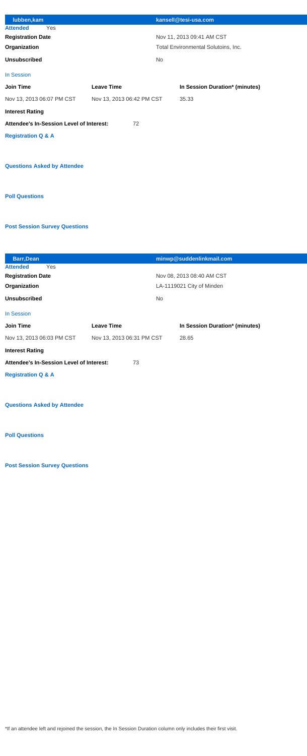| lubben,kam | | kansell@tesi-usa.com |
| --- | --- | --- |
| **Attended** Yes | | |
| **Registration Date** | | Nov 11, 2013 09:41 AM CST |
| **Organization** | | Total Environmental Solutoins, Inc. |
| **Unsubscribed** | No | |

In Session

| Join Time | Leave Time | In Session Duration* (minutes) |
| --- | --- | --- |
| Nov 13, 2013 06:07 PM CST | Nov 13, 2013 06:42 PM CST | 35.33 |

**Interest Rating**

**Attendee's In-Session Level of Interest:** 72

**Registration Q & A**

**Questions Asked by Attendee**

**Poll Questions**

**Post Session Survey Questions**

| Barr,Dean | | minwp@suddenlinkmail.com |
| --- | --- | --- |
| **Attended** Yes | | |
| **Registration Date** | | Nov 08, 2013 08:40 AM CST |
| **Organization** | | LA-1119021 City of Minden |
| **Unsubscribed** | No | |

In Session

| Join Time | Leave Time | In Session Duration* (minutes) |
| --- | --- | --- |
| Nov 13, 2013 06:03 PM CST | Nov 13, 2013 06:31 PM CST | 28.65 |

**Interest Rating**

**Attendee's In-Session Level of Interest:** 73

**Registration Q & A**

**Questions Asked by Attendee**

**Poll Questions**

**Post Session Survey Questions**

*If an attendee left and rejoined the session, the In Session Duration column only includes their first visit.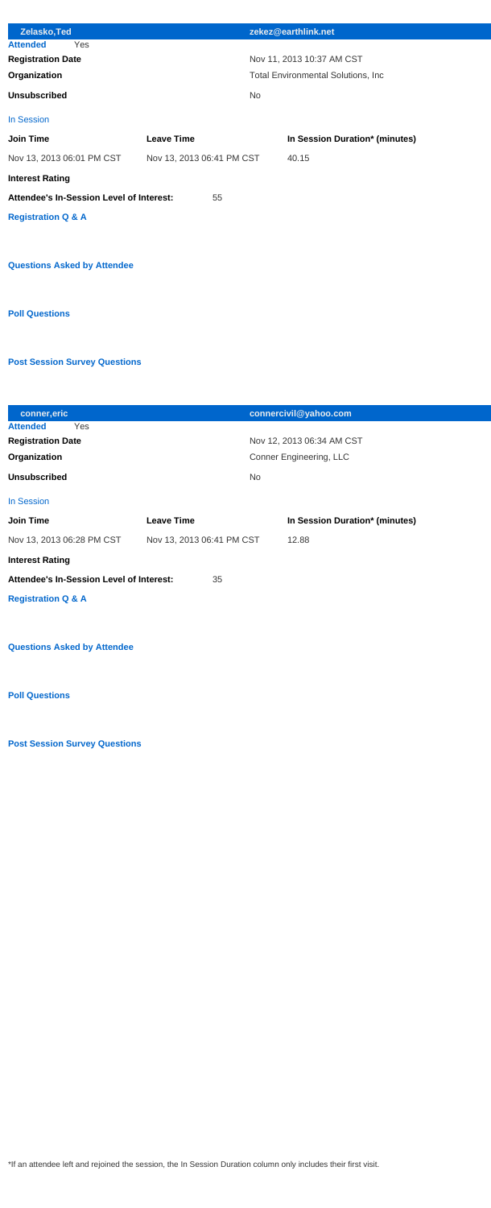| Zelasko,Ted | | zekez@earthlink.net |
|---|---|---|
| **Attended** Yes | | |
| **Registration Date** | | Nov 11, 2013 10:37 AM CST |
| **Organization** | | Total Environmental Solutions, Inc |
| **Unsubscribed** | | No |

In Session

| Join Time | Leave Time | In Session Duration* (minutes) |
|---|---|---|
| Nov 13, 2013 06:01 PM CST | Nov 13, 2013 06:41 PM CST | 40.15 |

**Interest Rating**

**Attendee's In-Session Level of Interest:** 55

**Registration Q & A**

**Questions Asked by Attendee**

**Poll Questions**

**Post Session Survey Questions**

| conner,eric | | connercivil@yahoo.com |
|---|---|---|
| **Attended** Yes | | |
| **Registration Date** | | Nov 12, 2013 06:34 AM CST |
| **Organization** | | Conner Engineering, LLC |
| **Unsubscribed** | | No |

In Session

| Join Time | Leave Time | In Session Duration* (minutes) |
|---|---|---|
| Nov 13, 2013 06:28 PM CST | Nov 13, 2013 06:41 PM CST | 12.88 |

**Interest Rating**

**Attendee's In-Session Level of Interest:** 35

**Registration Q & A**

**Questions Asked by Attendee**

**Poll Questions**

**Post Session Survey Questions**

*If an attendee left and rejoined the session, the In Session Duration column only includes their first visit.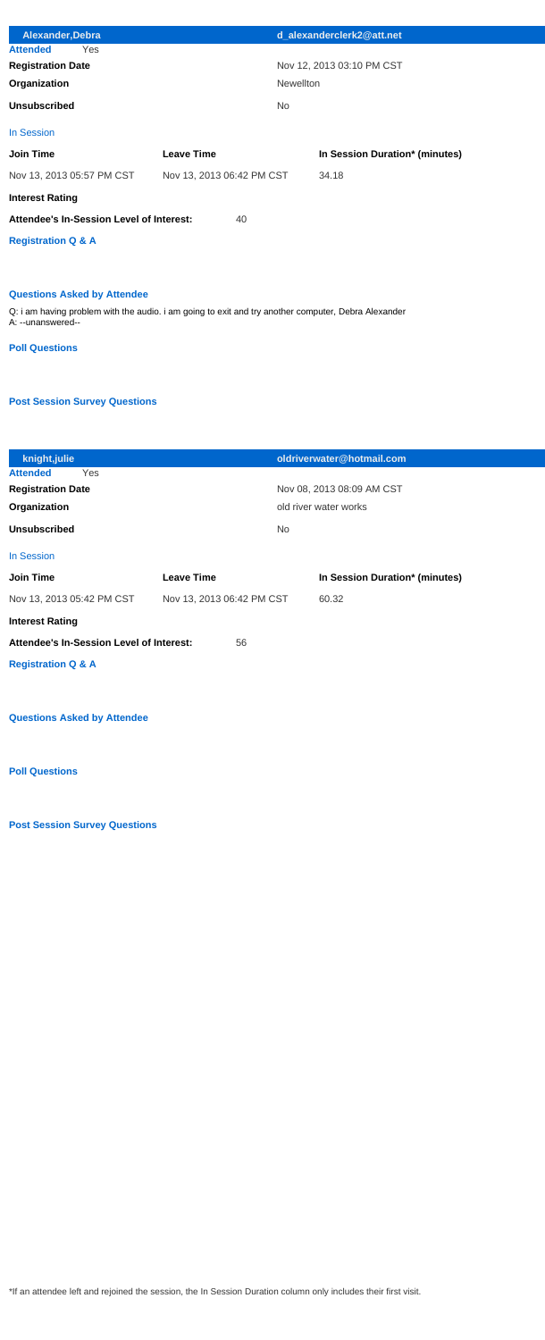| Alexander,Debra | | d_alexanderclerk2@att.net |
| --- | --- | --- |
| **Attended** Yes | | |
| **Registration Date** | | Nov 12, 2013 03:10 PM CST |
| **Organization** | | Newellton |
| **Unsubscribed** | | No |

**In Session**

| Join Time | Leave Time | In Session Duration* (minutes) |
| --- | --- | --- |
| Nov 13, 2013 05:57 PM CST | Nov 13, 2013 06:42 PM CST | 34.18 |

**Interest Rating**

**Attendee's In-Session Level of Interest:** 40

**Registration Q & A**

**Questions Asked by Attendee**

Q: i am having problem with the audio. i am going to exit and try another computer, Debra Alexander
A: --unanswered--

**Poll Questions**

**Post Session Survey Questions**

| knight,julie | | oldriverwater@hotmail.com |
| --- | --- | --- |
| **Attended** Yes | | |
| **Registration Date** | | Nov 08, 2013 08:09 AM CST |
| **Organization** | | old river water works |
| **Unsubscribed** | | No |

**In Session**

| Join Time | Leave Time | In Session Duration* (minutes) |
| --- | --- | --- |
| Nov 13, 2013 05:42 PM CST | Nov 13, 2013 06:42 PM CST | 60.32 |

**Interest Rating**

**Attendee's In-Session Level of Interest:** 56

**Registration Q & A**

**Questions Asked by Attendee**

**Poll Questions**

**Post Session Survey Questions**

*If an attendee left and rejoined the session, the In Session Duration column only includes their first visit.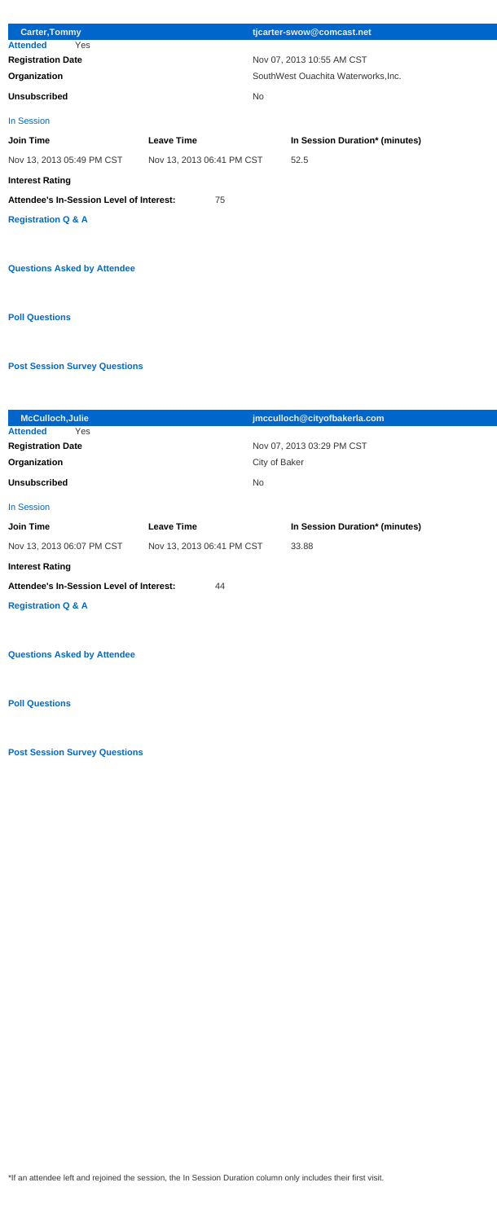| Carter,Tommy | tjcarter-swow@comcast.net |
| --- | --- |

**Attended** Yes

| | |
| --- | --- |
| **Registration Date** | Nov 07, 2013 10:55 AM CST |
| **Organization** | SouthWest Ouachita Waterworks,Inc. |
| **Unsubscribed** | No |

In Session

| Join Time | Leave Time | In Session Duration* (minutes) |
| --- | --- | --- |
| Nov 13, 2013 05:49 PM CST | Nov 13, 2013 06:41 PM CST | 52.5 |

**Interest Rating**

**Attendee's In-Session Level of Interest:** 75

**Registration Q & A**

**Questions Asked by Attendee**

**Poll Questions**

**Post Session Survey Questions**

| McCulloch,Julie | jmcculloch@cityofbakerla.com |
| --- | --- |

**Attended** Yes

| | |
| --- | --- |
| **Registration Date** | Nov 07, 2013 03:29 PM CST |
| **Organization** | City of Baker |
| **Unsubscribed** | No |

In Session

| Join Time | Leave Time | In Session Duration* (minutes) |
| --- | --- | --- |
| Nov 13, 2013 06:07 PM CST | Nov 13, 2013 06:41 PM CST | 33.88 |

**Interest Rating**

**Attendee's In-Session Level of Interest:** 44

**Registration Q & A**

**Questions Asked by Attendee**

**Poll Questions**

**Post Session Survey Questions**

*If an attendee left and rejoined the session, the In Session Duration column only includes their first visit.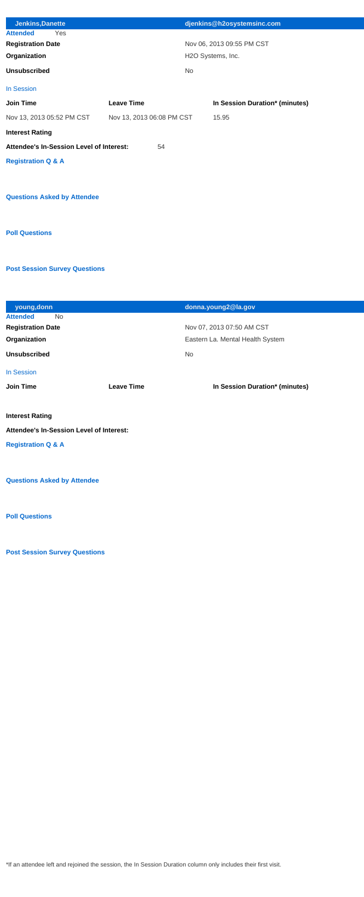| Jenkins,Danette | | djenkins@h2osystemsinc.com |
|---|---|---|
| **Attended** Yes | | |
| **Registration Date** | | Nov 06, 2013 09:55 PM CST |
| **Organization** | | H2O Systems, Inc. |
| **Unsubscribed** | | No |

**In Session**

| Join Time | Leave Time | In Session Duration* (minutes) |
|---|---|---|
| Nov 13, 2013 05:52 PM CST | Nov 13, 2013 06:08 PM CST | 15.95 |

**Interest Rating**

**Attendee's In-Session Level of Interest:** 54

**Registration Q & A**

**Questions Asked by Attendee**

**Poll Questions**

**Post Session Survey Questions**

| young,donn | | donna.young2@la.gov |
|---|---|---|
| **Attended** No | | |
| **Registration Date** | | Nov 07, 2013 07:50 AM CST |
| **Organization** | | Eastern La. Mental Health System |
| **Unsubscribed** | | No |

**In Session**

| Join Time | Leave Time | In Session Duration* (minutes) |
|---|---|---|

**Interest Rating**

**Attendee's In-Session Level of Interest:**

**Registration Q & A**

**Questions Asked by Attendee**

**Poll Questions**

**Post Session Survey Questions**

*If an attendee left and rejoined the session, the In Session Duration column only includes their first visit.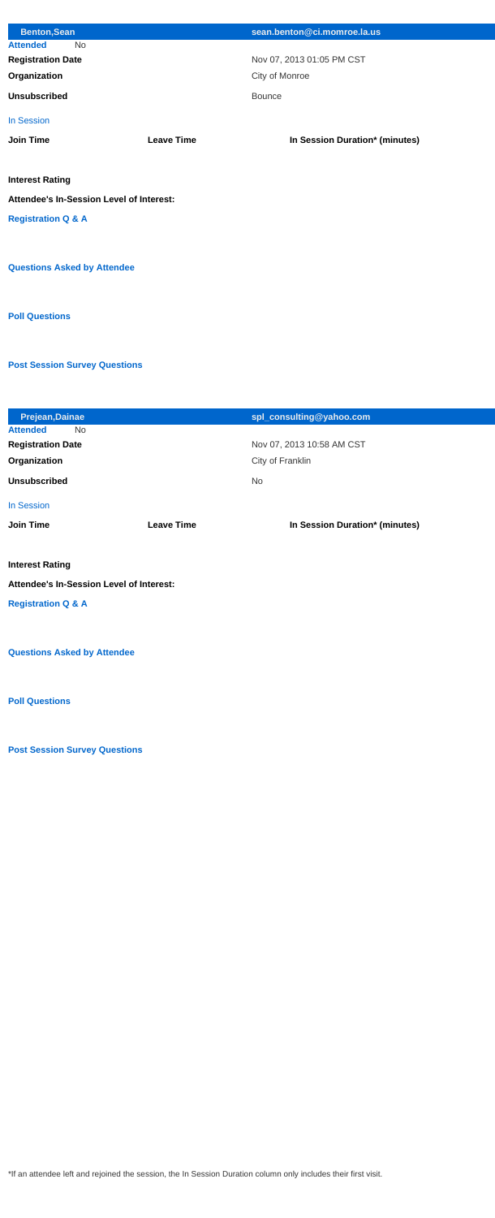| Benton,Sean | | sean.benton@ci.momroe.la.us |
|---|---|---|
| **Attended** No | | |
| **Registration Date** | | Nov 07, 2013 01:05 PM CST |
| **Organization** | | City of Monroe |
| **Unsubscribed** | | Bounce |

In Session

| Join Time | Leave Time | In Session Duration* (minutes) |
|---|---|---|

**Interest Rating**

**Attendee's In-Session Level of Interest:**

**Registration Q & A**

**Questions Asked by Attendee**

**Poll Questions**

**Post Session Survey Questions**

| Prejean,Dainae | | spl_consulting@yahoo.com |
|---|---|---|
| **Attended** No | | |
| **Registration Date** | | Nov 07, 2013 10:58 AM CST |
| **Organization** | | City of Franklin |
| **Unsubscribed** | | No |

In Session

| Join Time | Leave Time | In Session Duration* (minutes) |
|---|---|---|

**Interest Rating**

**Attendee's In-Session Level of Interest:**

**Registration Q & A**

**Questions Asked by Attendee**

**Poll Questions**

**Post Session Survey Questions**

*If an attendee left and rejoined the session, the In Session Duration column only includes their first visit.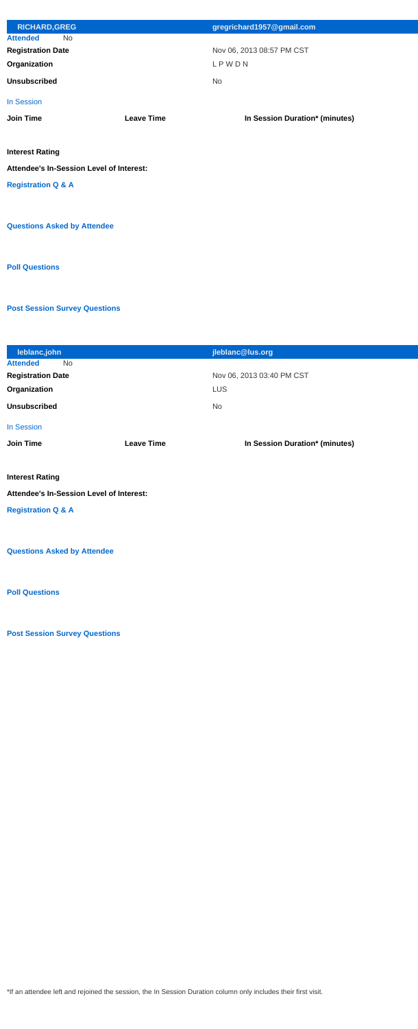| RICHARD,GREG | | gregrichard1957@gmail.com |
| --- | --- | --- |
| **Attended** No | | |
| **Registration Date** | | Nov 06, 2013 08:57 PM CST |
| **Organization** | | L P W D N |
| **Unsubscribed** | | No |

**In Session**

| Join Time | Leave Time | In Session Duration* (minutes) |
| --- | --- | --- |

**Interest Rating**

**Attendee's In-Session Level of Interest:**

**Registration Q & A**

**Questions Asked by Attendee**

**Poll Questions**

**Post Session Survey Questions**

| leblanc,john | | jleblanc@lus.org |
| --- | --- | --- |
| **Attended** No | | |
| **Registration Date** | | Nov 06, 2013 03:40 PM CST |
| **Organization** | | LUS |
| **Unsubscribed** | | No |

**In Session**

| Join Time | Leave Time | In Session Duration* (minutes) |
| --- | --- | --- |

**Interest Rating**

**Attendee's In-Session Level of Interest:**

**Registration Q & A**

**Questions Asked by Attendee**

**Poll Questions**

**Post Session Survey Questions**

*If an attendee left and rejoined the session, the In Session Duration column only includes their first visit.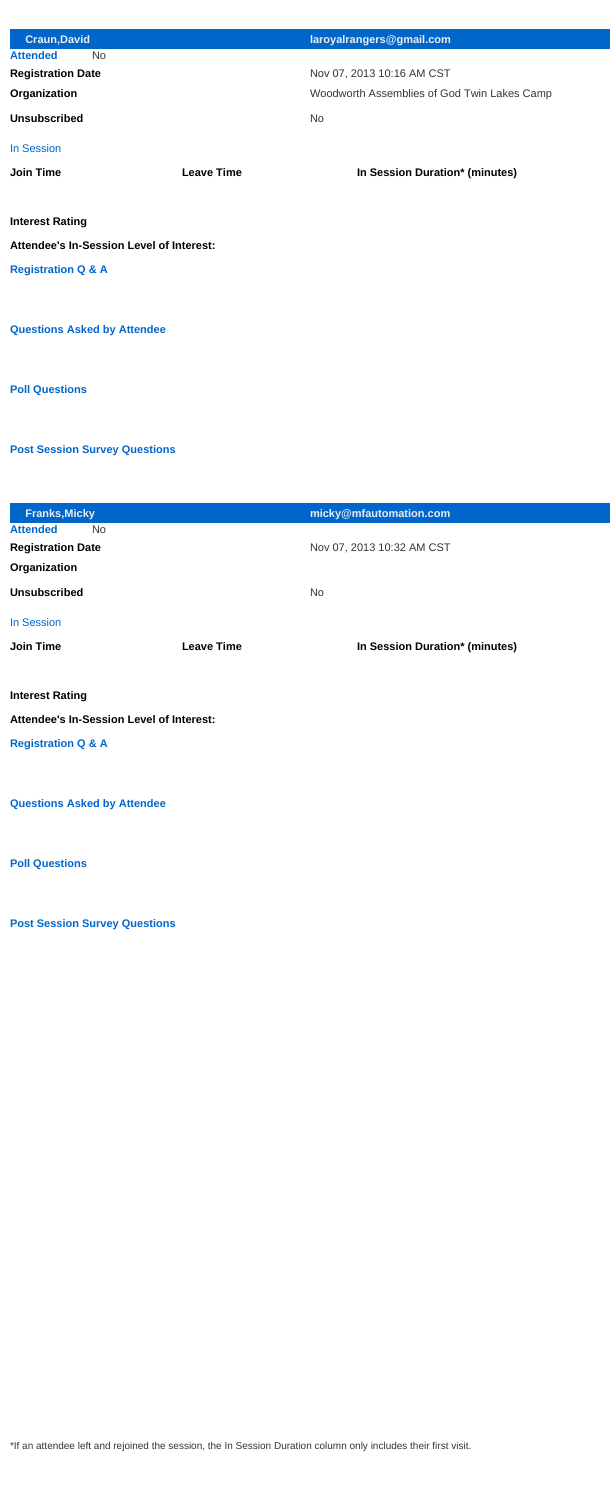| Craun,David | laroyalrangers@gmail.com |
| --- | --- |
| **Attended** No | |
| **Registration Date** | Nov 07, 2013 10:16 AM CST |
| **Organization** | Woodworth Assemblies of God Twin Lakes Camp |
| **Unsubscribed** | No |

In Session

| Join Time | Leave Time | In Session Duration* (minutes) |
| --- | --- | --- |

**Interest Rating**

**Attendee's In-Session Level of Interest:**

**Registration Q & A**

**Questions Asked by Attendee**

**Poll Questions**

**Post Session Survey Questions**

| Franks,Micky | micky@mfautomation.com |
| --- | --- |
| **Attended** No | |
| **Registration Date** | Nov 07, 2013 10:32 AM CST |
| **Organization** | |
| **Unsubscribed** | No |

In Session

| Join Time | Leave Time | In Session Duration* (minutes) |
| --- | --- | --- |

**Interest Rating**

**Attendee's In-Session Level of Interest:**

**Registration Q & A**

**Questions Asked by Attendee**

**Poll Questions**

**Post Session Survey Questions**

*If an attendee left and rejoined the session, the In Session Duration column only includes their first visit.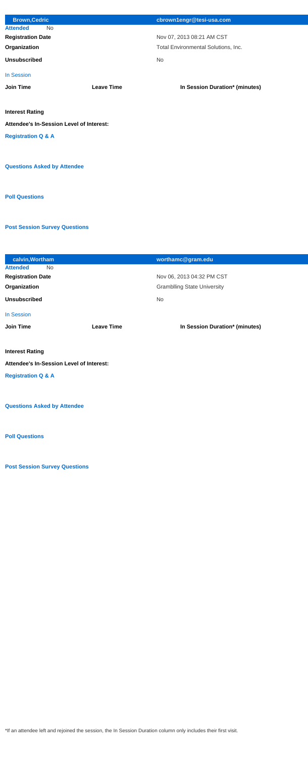| **Brown,Cedric** | | **cbrown1engr@tesi-usa.com** |
|---|---|---|
| **Attended** No | | |
| **Registration Date** | | Nov 07, 2013 08:21 AM CST |
| **Organization** | | Total Environmental Solutions, Inc. |
| **Unsubscribed** | | No |

In Session

| Join Time | Leave Time | In Session Duration* (minutes) |
|---|---|---|

**Interest Rating**

**Attendee's In-Session Level of Interest:**

**Registration Q & A**

**Questions Asked by Attendee**

**Poll Questions**

**Post Session Survey Questions**

| **calvin,Wortham** | | **worthamc@gram.edu** |
|---|---|---|
| **Attended** No | | |
| **Registration Date** | | Nov 06, 2013 04:32 PM CST |
| **Organization** | | Grambling State University |
| **Unsubscribed** | | No |

In Session

| Join Time | Leave Time | In Session Duration* (minutes) |
|---|---|---|

**Interest Rating**

**Attendee's In-Session Level of Interest:**

**Registration Q & A**

**Questions Asked by Attendee**

**Poll Questions**

**Post Session Survey Questions**

*If an attendee left and rejoined the session, the In Session Duration column only includes their first visit.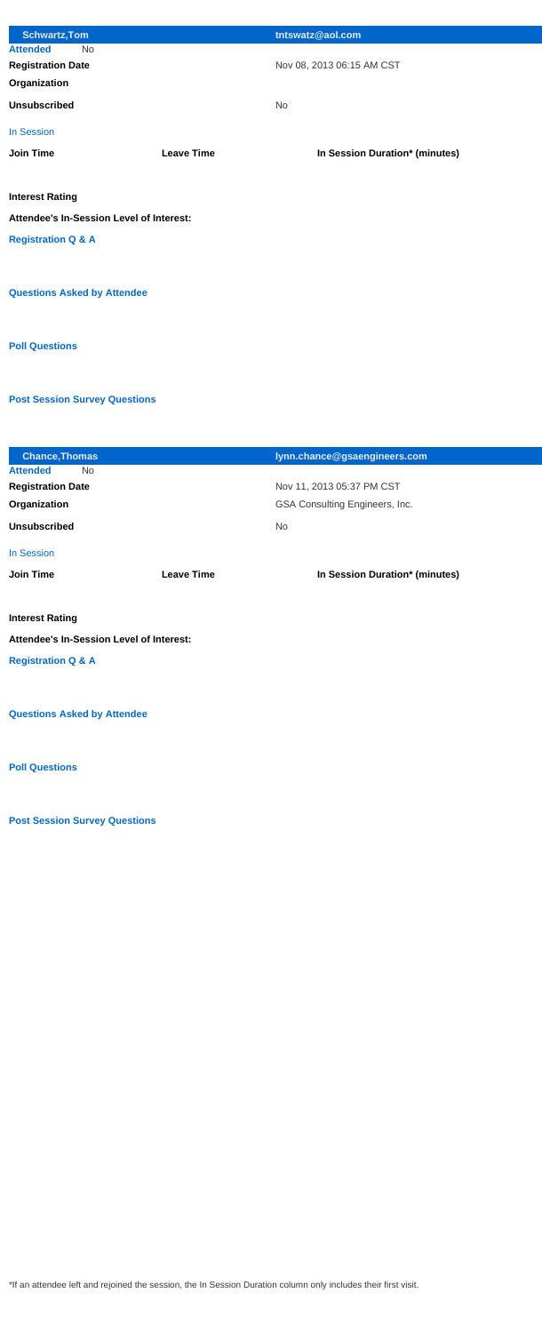| Schwartz,Tom | | tntswatz@aol.com |
|---|---|---|
| **Attended** No | | |
| **Registration Date** | | Nov 08, 2013 06:15 AM CST |
| **Organization** | | |
| **Unsubscribed** | | No |

**In Session**

| Join Time | Leave Time | In Session Duration* (minutes) |
|---|---|---|
| | | |

**Interest Rating**

**Attendee's In-Session Level of Interest:**

**Registration Q & A**

**Questions Asked by Attendee**

**Poll Questions**

**Post Session Survey Questions**

| Chance,Thomas | | lynn.chance@gsaengineers.com |
|---|---|---|
| **Attended** No | | |
| **Registration Date** | | Nov 11, 2013 05:37 PM CST |
| **Organization** | | GSA Consulting Engineers, Inc. |
| **Unsubscribed** | | No |

**In Session**

| Join Time | Leave Time | In Session Duration* (minutes) |
|---|---|---|
| | | |

**Interest Rating**

**Attendee's In-Session Level of Interest:**

**Registration Q & A**

**Questions Asked by Attendee**

**Poll Questions**

**Post Session Survey Questions**

*If an attendee left and rejoined the session, the In Session Duration column only includes their first visit.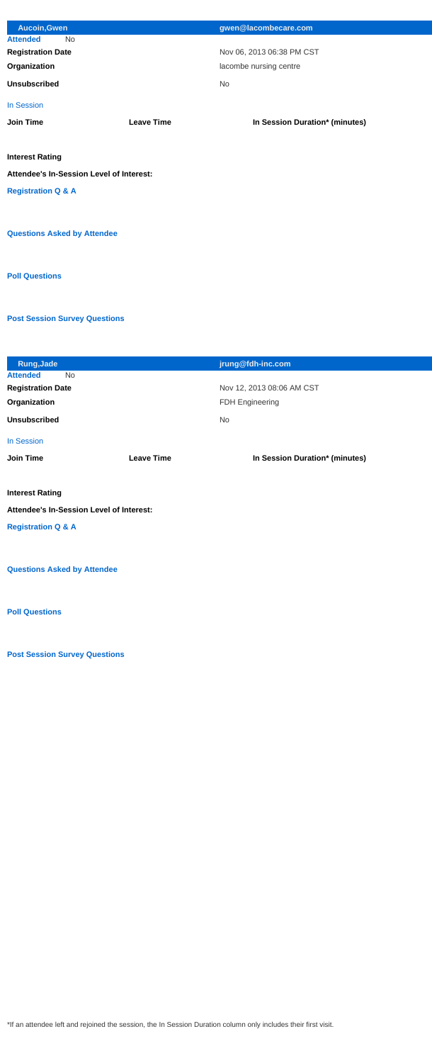| Aucoin,Gwen | gwen@lacombecare.com |
|---|---|
| **Attended** No | |
| **Registration Date** | Nov 06, 2013 06:38 PM CST |
| **Organization** | lacombe nursing centre |
| **Unsubscribed** | No |

**In Session**

| Join Time | Leave Time | In Session Duration* (minutes) |
|---|---|---|

**Interest Rating**

**Attendee's In-Session Level of Interest:**

**Registration Q & A**

**Questions Asked by Attendee**

**Poll Questions**

**Post Session Survey Questions**

| Rung,Jade | jrung@fdh-inc.com |
|---|---|
| **Attended** No | |
| **Registration Date** | Nov 12, 2013 08:06 AM CST |
| **Organization** | FDH Engineering |
| **Unsubscribed** | No |

**In Session**

| Join Time | Leave Time | In Session Duration* (minutes) |
|---|---|---|

**Interest Rating**

**Attendee's In-Session Level of Interest:**

**Registration Q & A**

**Questions Asked by Attendee**

**Poll Questions**

**Post Session Survey Questions**

*If an attendee left and rejoined the session, the In Session Duration column only includes their first visit.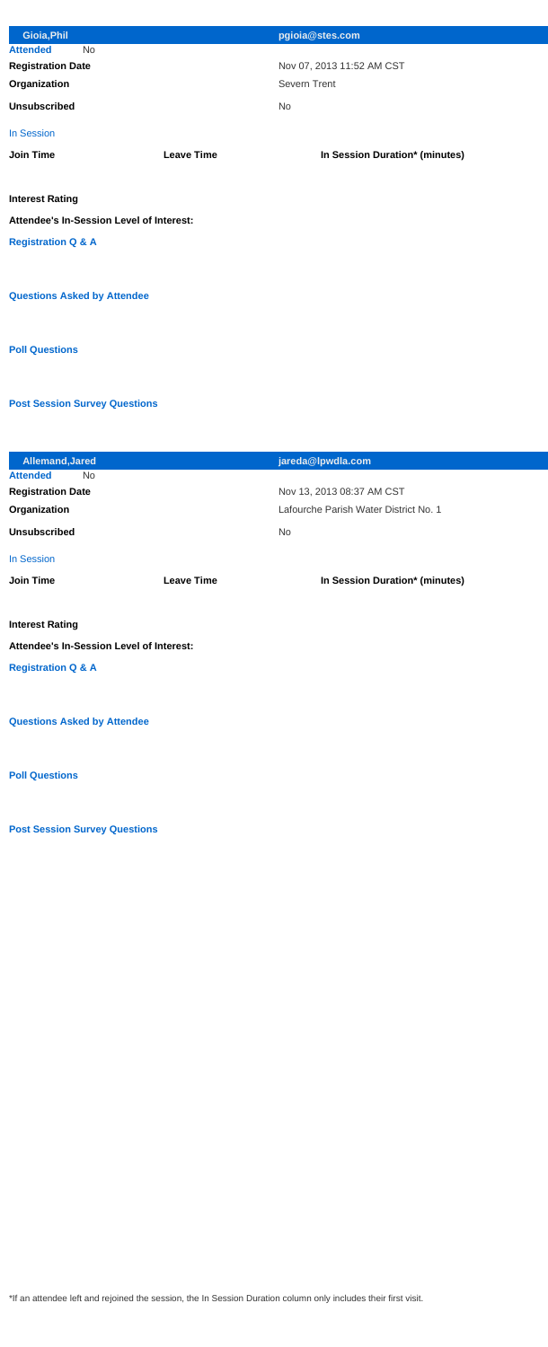| **Gioia,Phil** | | **pgioia@stes.com** |
| --- | --- | --- |
| **Attended** No | | |
| **Registration Date** | | Nov 07, 2013 11:52 AM CST |
| **Organization** | | Severn Trent |
| **Unsubscribed** | | No |

**In Session**

| **Join Time** | **Leave Time** | **In Session Duration* (minutes)** |
| --- | --- | --- |

**Interest Rating**

**Attendee's In-Session Level of Interest:**

**Registration Q & A**

**Questions Asked by Attendee**

**Poll Questions**

**Post Session Survey Questions**

| **Allemand,Jared** | | **jareda@lpwdla.com** |
| --- | --- | --- |
| **Attended** No | | |
| **Registration Date** | | Nov 13, 2013 08:37 AM CST |
| **Organization** | | Lafourche Parish Water District No. 1 |
| **Unsubscribed** | | No |

**In Session**

| **Join Time** | **Leave Time** | **In Session Duration* (minutes)** |
| --- | --- | --- |

**Interest Rating**

**Attendee's In-Session Level of Interest:**

**Registration Q & A**

**Questions Asked by Attendee**

**Poll Questions**

**Post Session Survey Questions**

*If an attendee left and rejoined the session, the In Session Duration column only includes their first visit.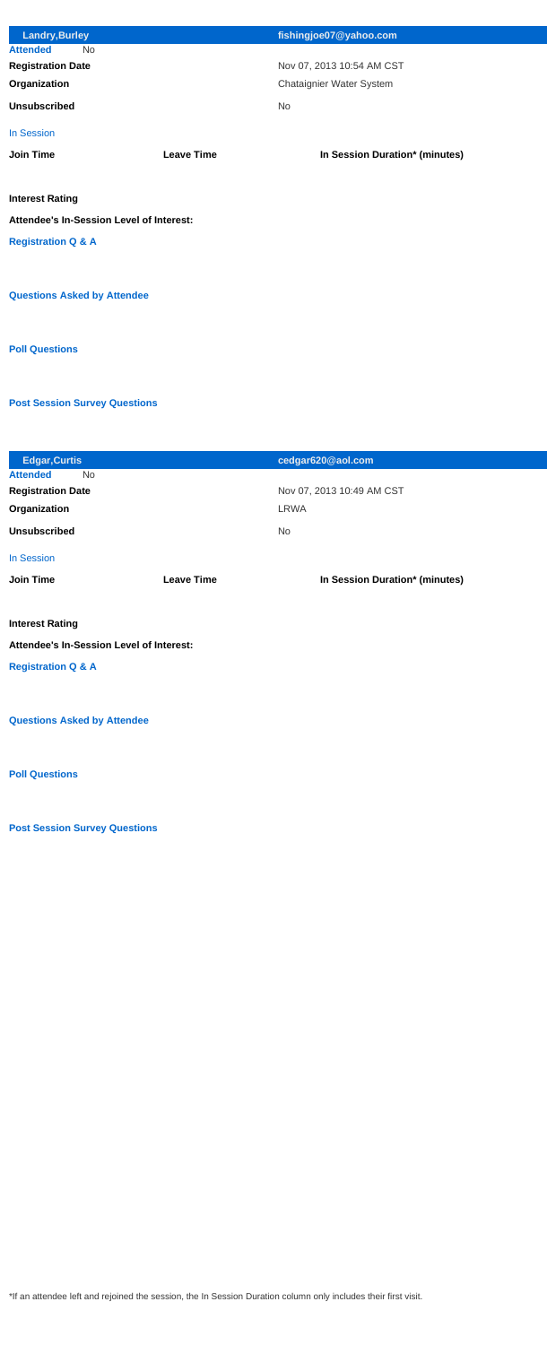| Landry,Burley | | fishingjoe07@yahoo.com |
|---|---|---|
| **Attended** No | | |
| **Registration Date** | | Nov 07, 2013 10:54 AM CST |
| **Organization** | | Chataignier Water System |
| **Unsubscribed** | | No |

In Session

| Join Time | Leave Time | In Session Duration* (minutes) |
|---|---|---|

**Interest Rating**

**Attendee's In-Session Level of Interest:**

**Registration Q & A**

**Questions Asked by Attendee**

**Poll Questions**

**Post Session Survey Questions**

| Edgar,Curtis | | cedgar620@aol.com |
|---|---|---|
| **Attended** No | | |
| **Registration Date** | | Nov 07, 2013 10:49 AM CST |
| **Organization** | | LRWA |
| **Unsubscribed** | | No |

In Session

| Join Time | Leave Time | In Session Duration* (minutes) |
|---|---|---|

**Interest Rating**

**Attendee's In-Session Level of Interest:**

**Registration Q & A**

**Questions Asked by Attendee**

**Poll Questions**

**Post Session Survey Questions**

*If an attendee left and rejoined the session, the In Session Duration column only includes their first visit.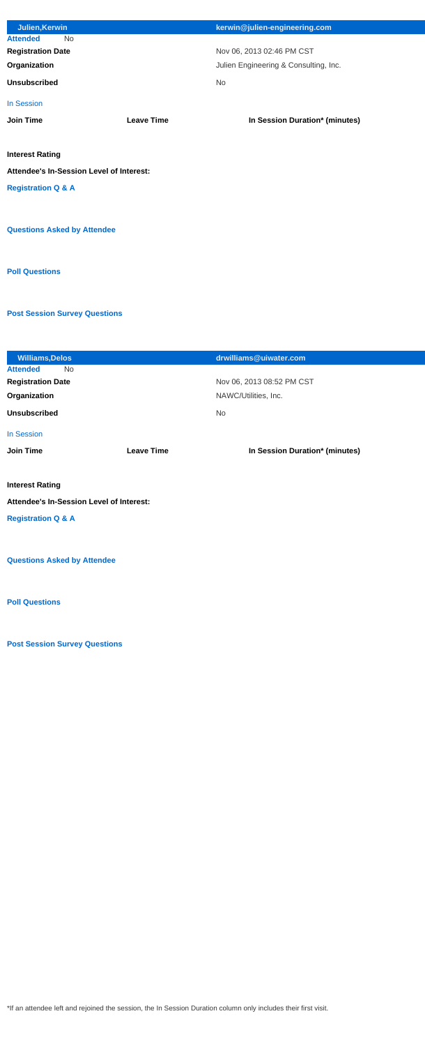| Julien,Kerwin | | kerwin@julien-engineering.com |
| --- | --- | --- |
| **Attended** No | | |
| **Registration Date** | | Nov 06, 2013 02:46 PM CST |
| **Organization** | | Julien Engineering & Consulting, Inc. |
| **Unsubscribed** | | No |

In Session

| Join Time | Leave Time | In Session Duration* (minutes) |
| --- | --- | --- |

**Interest Rating**

**Attendee's In-Session Level of Interest:**

**Registration Q & A**

**Questions Asked by Attendee**

**Poll Questions**

**Post Session Survey Questions**

| Williams,Delos | | drwilliams@uiwater.com |
| --- | --- | --- |
| **Attended** No | | |
| **Registration Date** | | Nov 06, 2013 08:52 PM CST |
| **Organization** | | NAWC/Utilities, Inc. |
| **Unsubscribed** | | No |

In Session

| Join Time | Leave Time | In Session Duration* (minutes) |
| --- | --- | --- |

**Interest Rating**

**Attendee's In-Session Level of Interest:**

**Registration Q & A**

**Questions Asked by Attendee**

**Poll Questions**

**Post Session Survey Questions**

*If an attendee left and rejoined the session, the In Session Duration column only includes their first visit.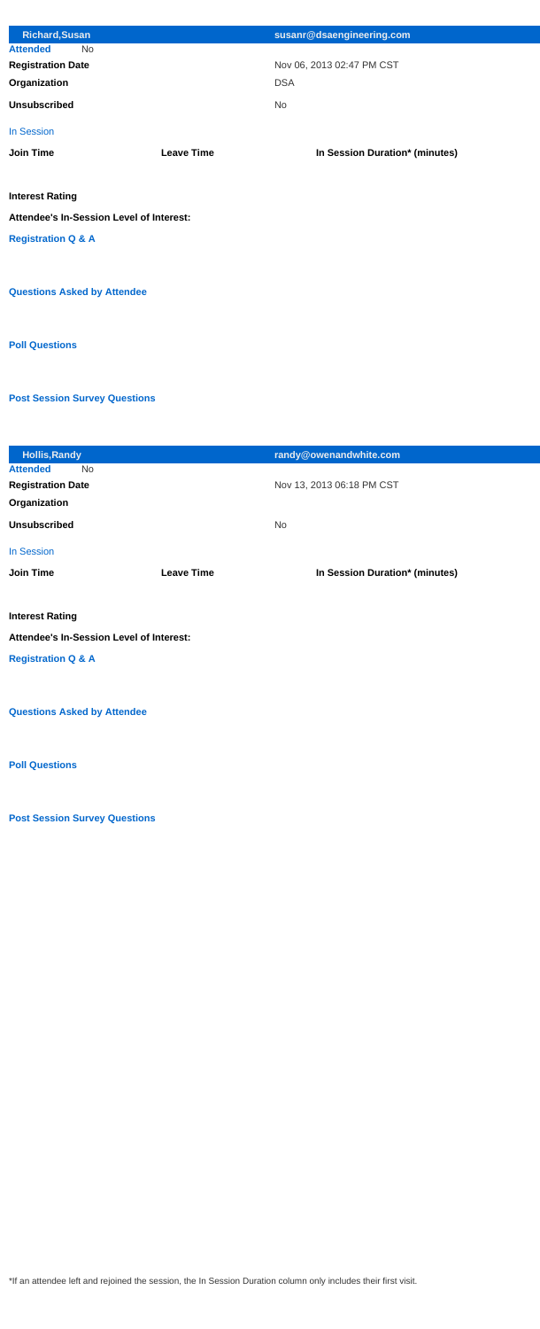| Richard,Susan | susanr@dsaengineering.com |
| --- | --- |
| **Attended** No | |
| **Registration Date** | Nov 06, 2013 02:47 PM CST |
| **Organization** | DSA |
| **Unsubscribed** | No |

In Session

| Join Time | Leave Time | In Session Duration* (minutes) |
| --- | --- | --- |

**Interest Rating**

**Attendee's In-Session Level of Interest:**

**Registration Q & A**

**Questions Asked by Attendee**

**Poll Questions**

**Post Session Survey Questions**

| Hollis,Randy | randy@owenandwhite.com |
| --- | --- |
| **Attended** No | |
| **Registration Date** | Nov 13, 2013 06:18 PM CST |
| **Organization** | |
| **Unsubscribed** | No |

In Session

| Join Time | Leave Time | In Session Duration* (minutes) |
| --- | --- | --- |

**Interest Rating**

**Attendee's In-Session Level of Interest:**

**Registration Q & A**

**Questions Asked by Attendee**

**Poll Questions**

**Post Session Survey Questions**

*If an attendee left and rejoined the session, the In Session Duration column only includes their first visit.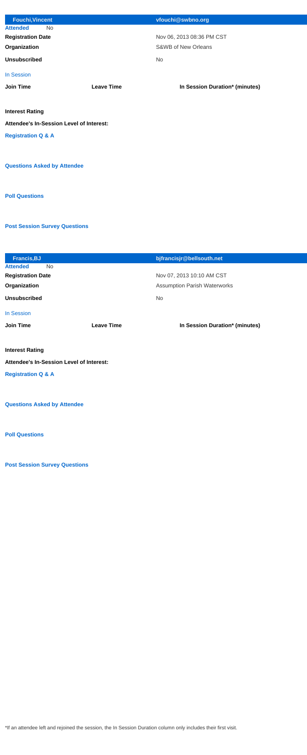| Fouchi,Vincent | | vfouchi@swbno.org |
|---|---|---|
| **Attended** No | | |
| **Registration Date** | | Nov 06, 2013 08:36 PM CST |
| **Organization** | | S&WB of New Orleans |
| **Unsubscribed** | | No |

In Session

| Join Time | Leave Time | In Session Duration* (minutes) |
|---|---|---|

**Interest Rating**

**Attendee's In-Session Level of Interest:**

**Registration Q & A**

**Questions Asked by Attendee**

**Poll Questions**

**Post Session Survey Questions**

| Francis,BJ | | bjfrancisjr@bellsouth.net |
|---|---|---|
| **Attended** No | | |
| **Registration Date** | | Nov 07, 2013 10:10 AM CST |
| **Organization** | | Assumption Parish Waterworks |
| **Unsubscribed** | | No |

In Session

| Join Time | Leave Time | In Session Duration* (minutes) |
|---|---|---|

**Interest Rating**

**Attendee's In-Session Level of Interest:**

**Registration Q & A**

**Questions Asked by Attendee**

**Poll Questions**

**Post Session Survey Questions**

*If an attendee left and rejoined the session, the In Session Duration column only includes their first visit.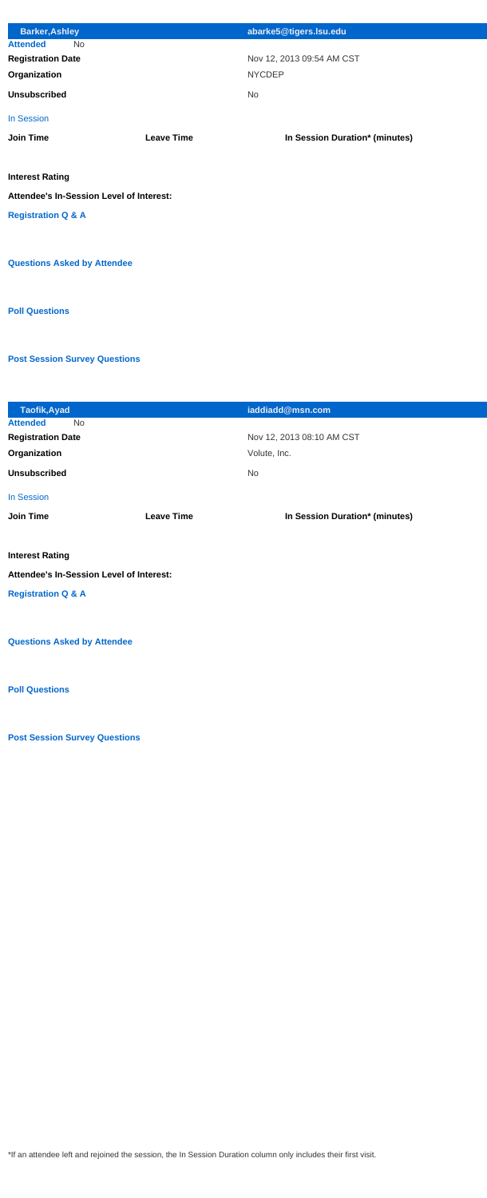| **Barker,Ashley** | | **abarke5@tigers.lsu.edu** |
| --- | --- | --- |
| **Attended** No | | |
| **Registration Date** | | Nov 12, 2013 09:54 AM CST |
| **Organization** | | NYCDEP |
| **Unsubscribed** | | No |

**In Session**

| **Join Time** | **Leave Time** | **In Session Duration* (minutes)** |
| --- | --- | --- |

**Interest Rating**

**Attendee's In-Session Level of Interest:**

**Registration Q & A**

**Questions Asked by Attendee**

**Poll Questions**

**Post Session Survey Questions**

| **Taofik,Ayad** | | **iaddiadd@msn.com** |
| --- | --- | --- |
| **Attended** No | | |
| **Registration Date** | | Nov 12, 2013 08:10 AM CST |
| **Organization** | | Volute, Inc. |
| **Unsubscribed** | | No |

**In Session**

| **Join Time** | **Leave Time** | **In Session Duration* (minutes)** |
| --- | --- | --- |

**Interest Rating**

**Attendee's In-Session Level of Interest:**

**Registration Q & A**

**Questions Asked by Attendee**

**Poll Questions**

**Post Session Survey Questions**

*If an attendee left and rejoined the session, the In Session Duration column only includes their first visit.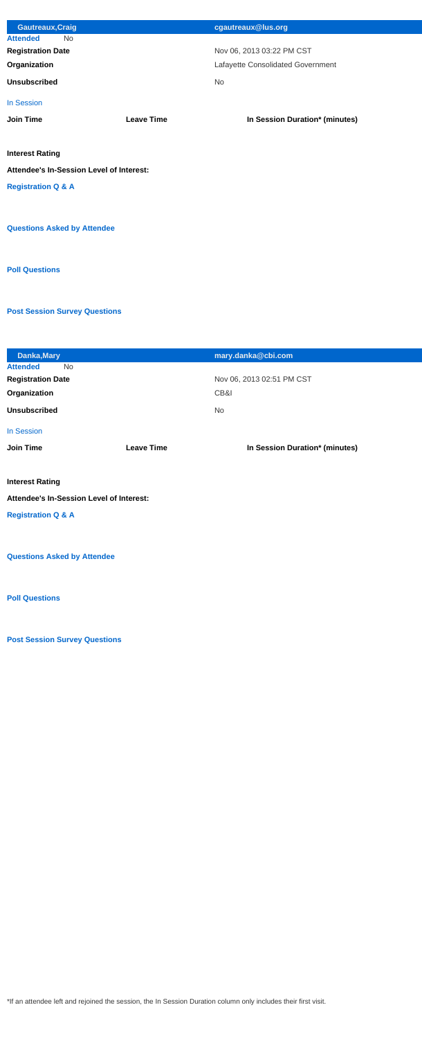| Gautreaux,Craig | | cgautreaux@lus.org |
| --- | --- | --- |
| **Attended** No | | |
| **Registration Date** | | Nov 06, 2013 03:22 PM CST |
| **Organization** | | Lafayette Consolidated Government |
| **Unsubscribed** | | No |

**In Session**

| Join Time | Leave Time | In Session Duration* (minutes) |
| --- | --- | --- |

**Interest Rating**

**Attendee's In-Session Level of Interest:**

**Registration Q & A**

**Questions Asked by Attendee**

**Poll Questions**

**Post Session Survey Questions**

| Danka,Mary | | mary.danka@cbi.com |
| --- | --- | --- |
| **Attended** No | | |
| **Registration Date** | | Nov 06, 2013 02:51 PM CST |
| **Organization** | | CB&I |
| **Unsubscribed** | | No |

**In Session**

| Join Time | Leave Time | In Session Duration* (minutes) |
| --- | --- | --- |

**Interest Rating**

**Attendee's In-Session Level of Interest:**

**Registration Q & A**

**Questions Asked by Attendee**

**Poll Questions**

**Post Session Survey Questions**

*If an attendee left and rejoined the session, the In Session Duration column only includes their first visit.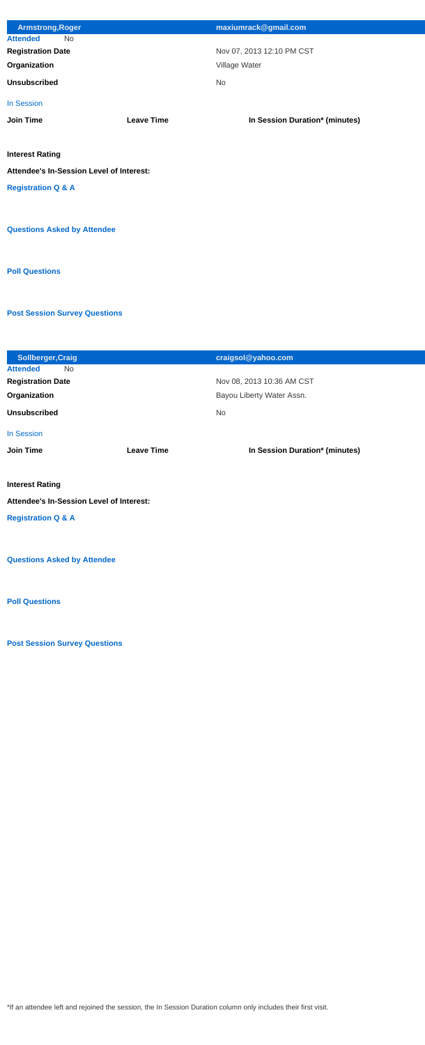| Armstrong,Roger | maxiumrack@gmail.com |
|---|---|
| **Attended** No | |
| **Registration Date** | Nov 07, 2013 12:10 PM CST |
| **Organization** | Village Water |
| **Unsubscribed** | No |

In Session

| Join Time | Leave Time | In Session Duration* (minutes) |
|---|---|---|

**Interest Rating**

**Attendee's In-Session Level of Interest:**

**Registration Q & A**

**Questions Asked by Attendee**

**Poll Questions**

**Post Session Survey Questions**

| Sollberger,Craig | craigsol@yahoo.com |
|---|---|
| **Attended** No | |
| **Registration Date** | Nov 08, 2013 10:36 AM CST |
| **Organization** | Bayou Liberty Water Assn. |
| **Unsubscribed** | No |

In Session

| Join Time | Leave Time | In Session Duration* (minutes) |
|---|---|---|

**Interest Rating**

**Attendee's In-Session Level of Interest:**

**Registration Q & A**

**Questions Asked by Attendee**

**Poll Questions**

**Post Session Survey Questions**

*If an attendee left and rejoined the session, the In Session Duration column only includes their first visit.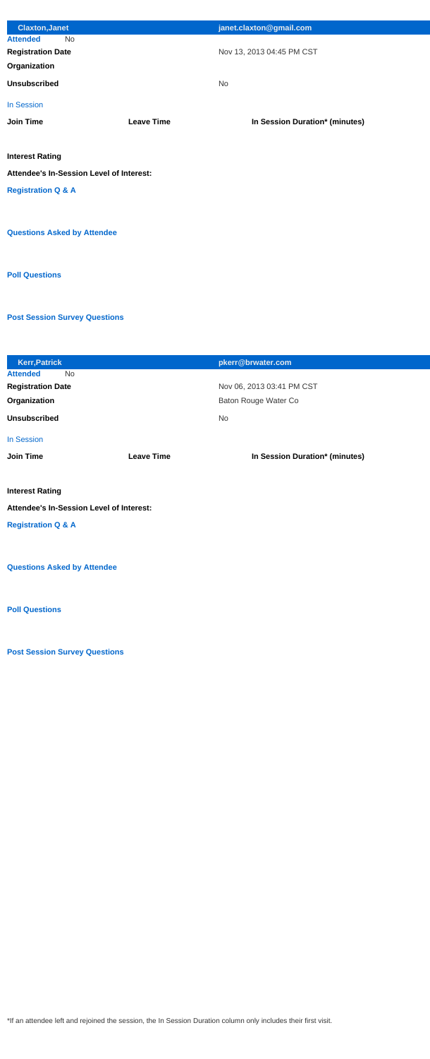| Claxton,Janet | | janet.claxton@gmail.com |
|---|---|---|
| **Attended** No | | |
| **Registration Date** | | Nov 13, 2013 04:45 PM CST |
| **Organization** | | |
| **Unsubscribed** | | No |

**In Session**

| Join Time | Leave Time | In Session Duration* (minutes) |
|---|---|---|

**Interest Rating**

**Attendee's In-Session Level of Interest:**

**Registration Q & A**

**Questions Asked by Attendee**

**Poll Questions**

**Post Session Survey Questions**

| Kerr,Patrick | | pkerr@brwater.com |
|---|---|---|
| **Attended** No | | |
| **Registration Date** | | Nov 06, 2013 03:41 PM CST |
| **Organization** | | Baton Rouge Water Co |
| **Unsubscribed** | | No |

**In Session**

| Join Time | Leave Time | In Session Duration* (minutes) |
|---|---|---|

**Interest Rating**

**Attendee's In-Session Level of Interest:**

**Registration Q & A**

**Questions Asked by Attendee**

**Poll Questions**

**Post Session Survey Questions**

*If an attendee left and rejoined the session, the In Session Duration column only includes their first visit.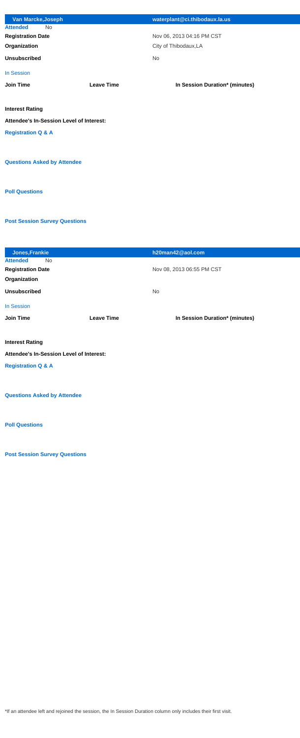| **Van Marcke,Joseph** | | **waterplant@ci.thibodaux.la.us** |
|---|---|---|
| **Attended** No | | |
| **Registration Date** | | Nov 06, 2013 04:16 PM CST |
| **Organization** | | City of Thibodaux,LA |
| **Unsubscribed** | | No |

**In Session**

| **Join Time** | **Leave Time** | **In Session Duration* (minutes)** |
|---|---|---|

**Interest Rating**

**Attendee's In-Session Level of Interest:**

**Registration Q & A**

**Questions Asked by Attendee**

**Poll Questions**

**Post Session Survey Questions**

| **Jones,Frankie** | | **h20man42@aol.com** |
|---|---|---|
| **Attended** No | | |
| **Registration Date** | | Nov 08, 2013 06:55 PM CST |
| **Organization** | | |
| **Unsubscribed** | | No |

**In Session**

| **Join Time** | **Leave Time** | **In Session Duration* (minutes)** |
|---|---|---|

**Interest Rating**

**Attendee's In-Session Level of Interest:**

**Registration Q & A**

**Questions Asked by Attendee**

**Poll Questions**

**Post Session Survey Questions**

*If an attendee left and rejoined the session, the In Session Duration column only includes their first visit.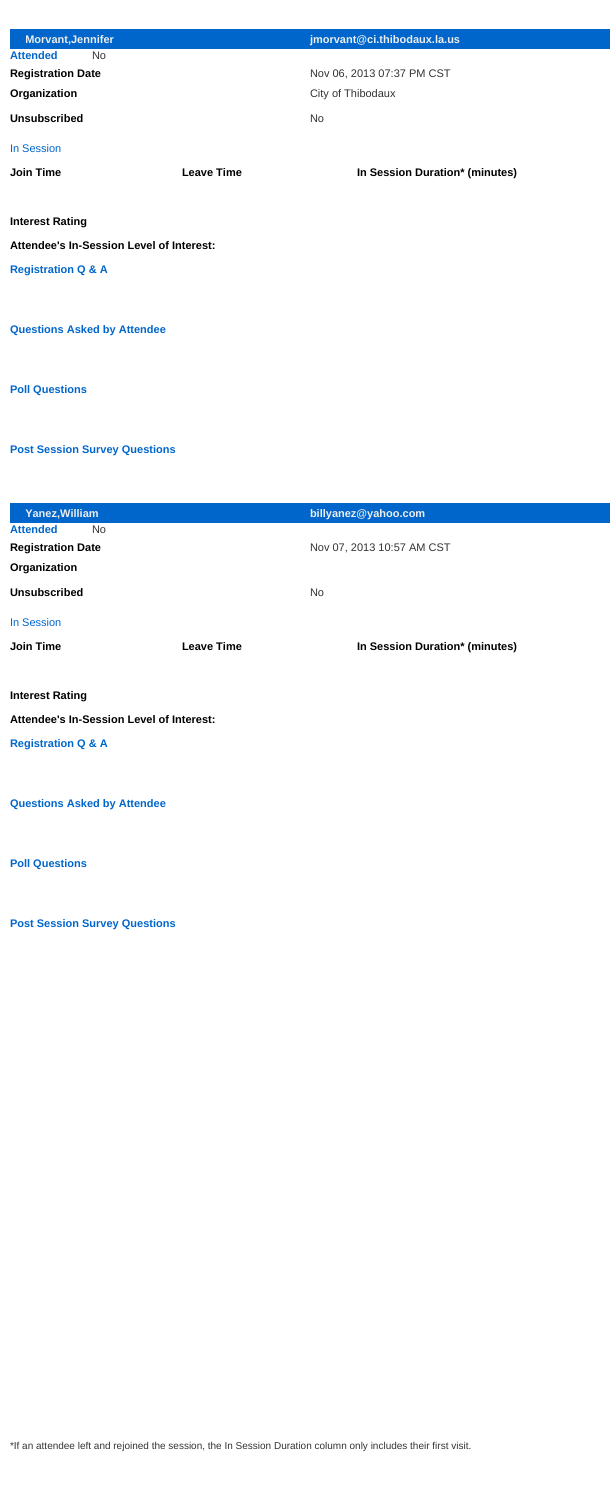| Morvant,Jennifer | | jmorvant@ci.thibodaux.la.us |
| --- | --- | --- |
| **Attended** No | | |
| **Registration Date** | | Nov 06, 2013 07:37 PM CST |
| **Organization** | | City of Thibodaux |
| **Unsubscribed** | | No |

In Session

| Join Time | Leave Time | In Session Duration* (minutes) |
| --- | --- | --- |

**Interest Rating**

**Attendee's In-Session Level of Interest:**

**Registration Q & A**

**Questions Asked by Attendee**

**Poll Questions**

**Post Session Survey Questions**

| Yanez,William | | billyanez@yahoo.com |
| --- | --- | --- |
| **Attended** No | | |
| **Registration Date** | | Nov 07, 2013 10:57 AM CST |
| **Organization** | | |
| **Unsubscribed** | | No |

In Session

| Join Time | Leave Time | In Session Duration* (minutes) |
| --- | --- | --- |

**Interest Rating**

**Attendee's In-Session Level of Interest:**

**Registration Q & A**

**Questions Asked by Attendee**

**Poll Questions**

**Post Session Survey Questions**

*If an attendee left and rejoined the session, the In Session Duration column only includes their first visit.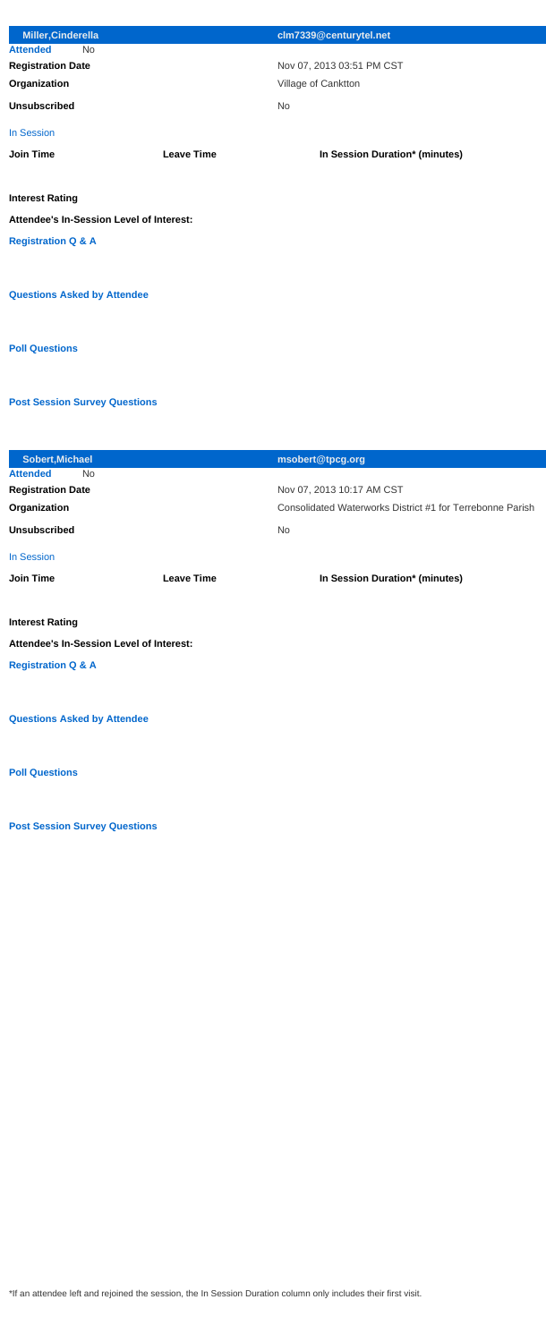| Miller,Cinderella | | clm7339@centurytel.net |
| --- | --- | --- |
| **Attended** No | | |
| **Registration Date** | | Nov 07, 2013 03:51 PM CST |
| **Organization** | | Village of Canktton |
| **Unsubscribed** | | No |

**In Session**

| Join Time | Leave Time | In Session Duration* (minutes) |
| --- | --- | --- |

**Interest Rating**

**Attendee's In-Session Level of Interest:**

**Registration Q & A**

**Questions Asked by Attendee**

**Poll Questions**

**Post Session Survey Questions**

| Sobert,Michael | | msobert@tpcg.org |
| --- | --- | --- |
| **Attended** No | | |
| **Registration Date** | | Nov 07, 2013 10:17 AM CST |
| **Organization** | | Consolidated Waterworks District #1 for Terrebonne Parish |
| **Unsubscribed** | | No |

**In Session**

| Join Time | Leave Time | In Session Duration* (minutes) |
| --- | --- | --- |

**Interest Rating**

**Attendee's In-Session Level of Interest:**

**Registration Q & A**

**Questions Asked by Attendee**

**Poll Questions**

**Post Session Survey Questions**

*If an attendee left and rejoined the session, the In Session Duration column only includes their first visit.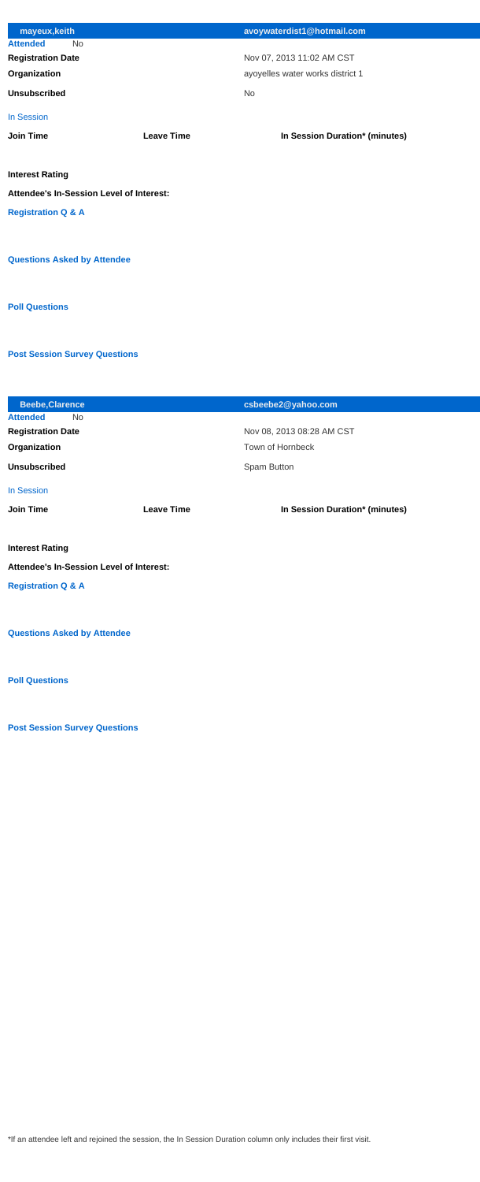| mayeux,keith | | avoywaterdist1@hotmail.com |
|---|---|---|
| **Attended** No | | |
| **Registration Date** | | Nov 07, 2013 11:02 AM CST |
| **Organization** | | ayoyelles water works district 1 |
| **Unsubscribed** | | No |

In Session

| Join Time | Leave Time | In Session Duration* (minutes) |
|---|---|---|

**Interest Rating**

**Attendee's In-Session Level of Interest:**

**Registration Q & A**

**Questions Asked by Attendee**

**Poll Questions**

**Post Session Survey Questions**

| Beebe,Clarence | | csbeebe2@yahoo.com |
|---|---|---|
| **Attended** No | | |
| **Registration Date** | | Nov 08, 2013 08:28 AM CST |
| **Organization** | | Town of Hornbeck |
| **Unsubscribed** | | Spam Button |

In Session

| Join Time | Leave Time | In Session Duration* (minutes) |
|---|---|---|

**Interest Rating**

**Attendee's In-Session Level of Interest:**

**Registration Q & A**

**Questions Asked by Attendee**

**Poll Questions**

**Post Session Survey Questions**

*If an attendee left and rejoined the session, the In Session Duration column only includes their first visit.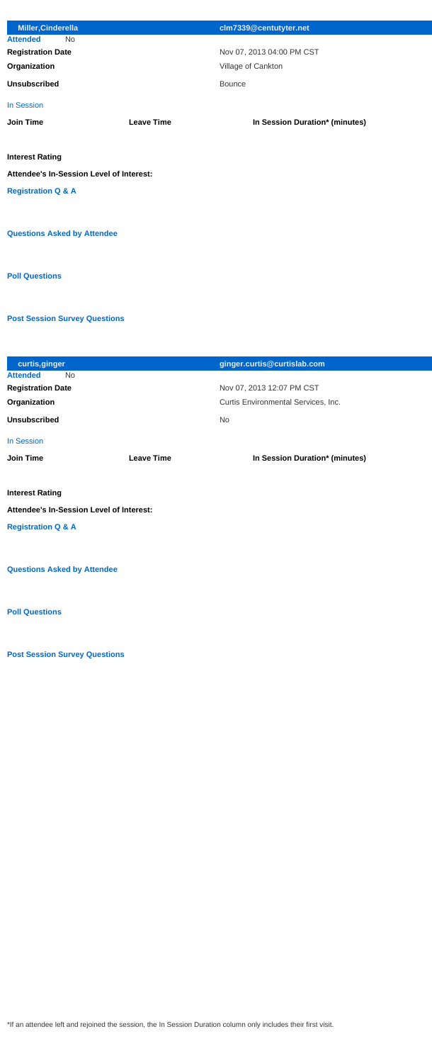| Miller,Cinderella | | clm7339@centutyter.net |
| --- | --- | --- |
| **Attended** No | | |
| **Registration Date** | | Nov 07, 2013 04:00 PM CST |
| **Organization** | | Village of Cankton |
| **Unsubscribed** | | Bounce |

In Session

| Join Time | Leave Time | In Session Duration* (minutes) |
| --- | --- | --- |

**Interest Rating**

**Attendee's In-Session Level of Interest:**

**Registration Q & A**

**Questions Asked by Attendee**

**Poll Questions**

**Post Session Survey Questions**

| curtis,ginger | | ginger.curtis@curtislab.com |
| --- | --- | --- |
| **Attended** No | | |
| **Registration Date** | | Nov 07, 2013 12:07 PM CST |
| **Organization** | | Curtis Environmental Services, Inc. |
| **Unsubscribed** | | No |

In Session

| Join Time | Leave Time | In Session Duration* (minutes) |
| --- | --- | --- |

**Interest Rating**

**Attendee's In-Session Level of Interest:**

**Registration Q & A**

**Questions Asked by Attendee**

**Poll Questions**

**Post Session Survey Questions**

*If an attendee left and rejoined the session, the In Session Duration column only includes their first visit.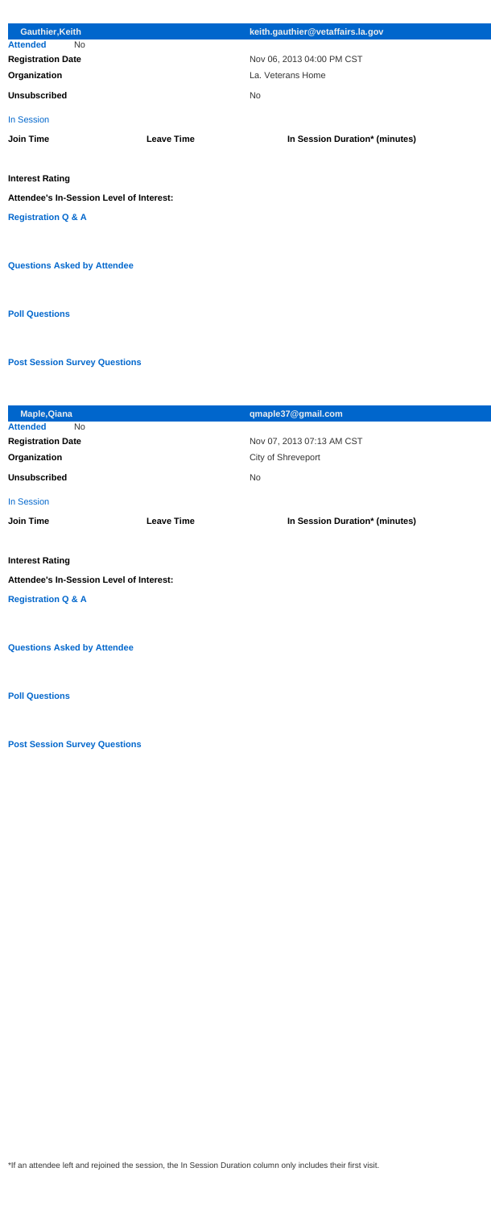| Gauthier,Keith | | keith.gauthier@vetaffairs.la.gov |
|---|---|---|
| **Attended** No | | |
| **Registration Date** | | Nov 06, 2013 04:00 PM CST |
| **Organization** | | La. Veterans Home |
| **Unsubscribed** | | No |

**In Session**

| Join Time | Leave Time | In Session Duration* (minutes) |
|---|---|---|

**Interest Rating**

**Attendee's In-Session Level of Interest:**

**Registration Q & A**

**Questions Asked by Attendee**

**Poll Questions**

**Post Session Survey Questions**

| Maple,Qiana | | qmaple37@gmail.com |
|---|---|---|
| **Attended** No | | |
| **Registration Date** | | Nov 07, 2013 07:13 AM CST |
| **Organization** | | City of Shreveport |
| **Unsubscribed** | | No |

**In Session**

| Join Time | Leave Time | In Session Duration* (minutes) |
|---|---|---|

**Interest Rating**

**Attendee's In-Session Level of Interest:**

**Registration Q & A**

**Questions Asked by Attendee**

**Poll Questions**

**Post Session Survey Questions**

*If an attendee left and rejoined the session, the In Session Duration column only includes their first visit.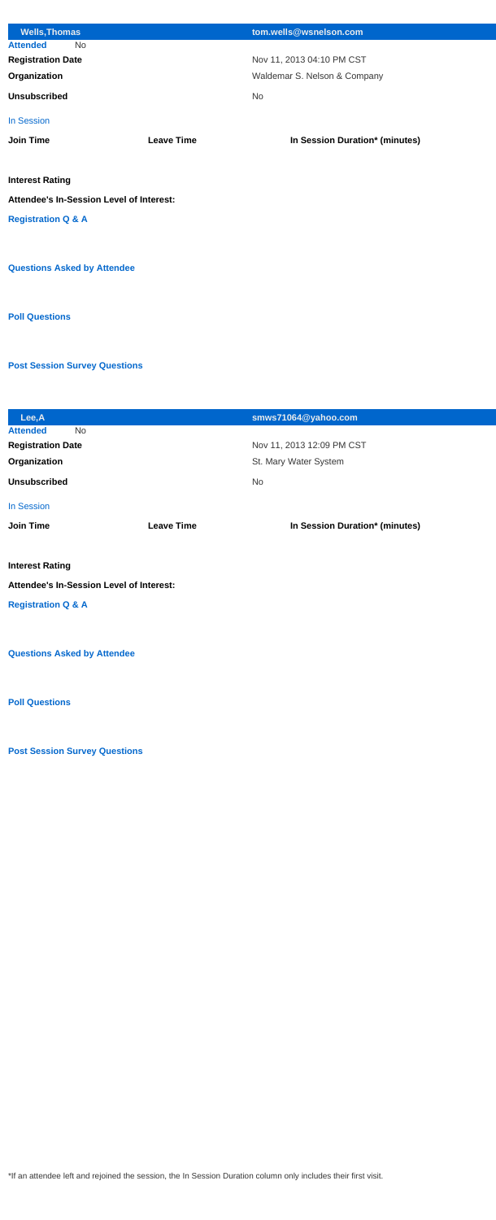| Wells,Thomas | | tom.wells@wsnelson.com |
| --- | --- | --- |
| **Attended** No | | |
| **Registration Date** | | Nov 11, 2013 04:10 PM CST |
| **Organization** | | Waldemar S. Nelson & Company |
| **Unsubscribed** | | No |

**In Session**

| Join Time | Leave Time | In Session Duration* (minutes) |
| --- | --- | --- |

**Interest Rating**

**Attendee's In-Session Level of Interest:**

**Registration Q & A**

**Questions Asked by Attendee**

**Poll Questions**

**Post Session Survey Questions**

| Lee,A | | smws71064@yahoo.com |
| --- | --- | --- |
| **Attended** No | | |
| **Registration Date** | | Nov 11, 2013 12:09 PM CST |
| **Organization** | | St. Mary Water System |
| **Unsubscribed** | | No |

**In Session**

| Join Time | Leave Time | In Session Duration* (minutes) |
| --- | --- | --- |

**Interest Rating**

**Attendee's In-Session Level of Interest:**

**Registration Q & A**

**Questions Asked by Attendee**

**Poll Questions**

**Post Session Survey Questions**

*If an attendee left and rejoined the session, the In Session Duration column only includes their first visit.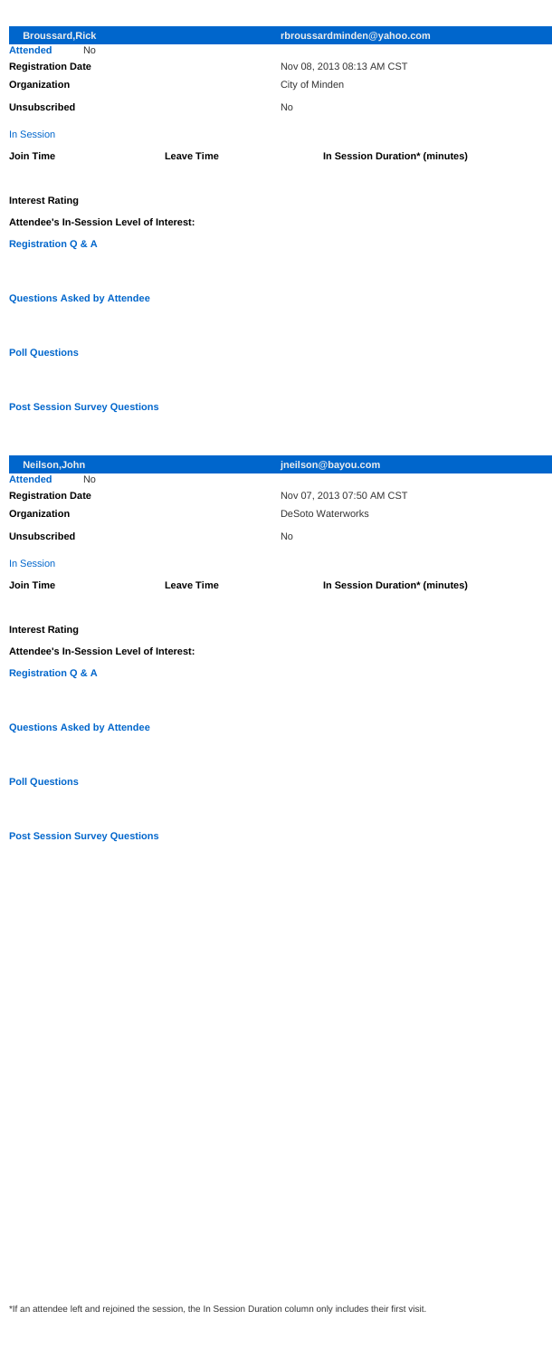| Broussard,Rick | rbroussardminden@yahoo.com |
| --- | --- |
| **Attended** No | |
| **Registration Date** | Nov 08, 2013 08:13 AM CST |
| **Organization** | City of Minden |
| **Unsubscribed** | No |

**In Session**

| Join Time | Leave Time | In Session Duration* (minutes) |
| --- | --- | --- |

**Interest Rating**

**Attendee's In-Session Level of Interest:**

**Registration Q & A**

**Questions Asked by Attendee**

**Poll Questions**

**Post Session Survey Questions**

| Neilson,John | jneilson@bayou.com |
| --- | --- |
| **Attended** No | |
| **Registration Date** | Nov 07, 2013 07:50 AM CST |
| **Organization** | DeSoto Waterworks |
| **Unsubscribed** | No |

**In Session**

| Join Time | Leave Time | In Session Duration* (minutes) |
| --- | --- | --- |

**Interest Rating**

**Attendee's In-Session Level of Interest:**

**Registration Q & A**

**Questions Asked by Attendee**

**Poll Questions**

**Post Session Survey Questions**

*If an attendee left and rejoined the session, the In Session Duration column only includes their first visit.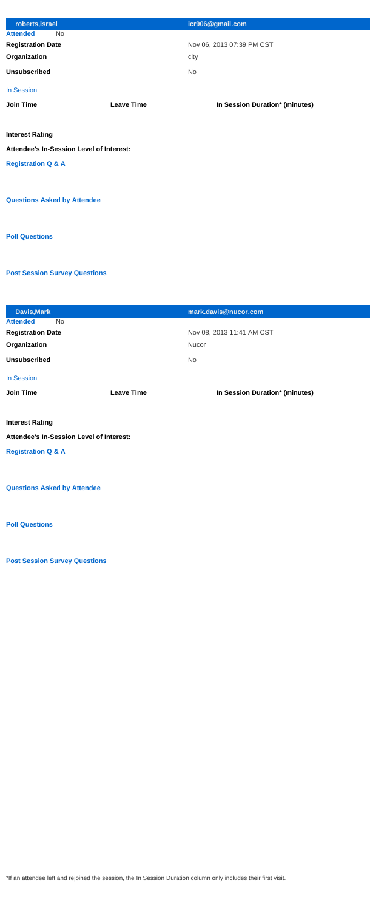| roberts,israel | icr906@gmail.com |
| --- | --- |
| **Attended** No | |
| **Registration Date** | Nov 06, 2013 07:39 PM CST |
| **Organization** | city |
| **Unsubscribed** | No |

**In Session**

| Join Time | Leave Time | In Session Duration* (minutes) |
| --- | --- | --- |

**Interest Rating**

**Attendee's In-Session Level of Interest:**

**Registration Q & A**

**Questions Asked by Attendee**

**Poll Questions**

**Post Session Survey Questions**

| Davis,Mark | mark.davis@nucor.com |
| --- | --- |
| **Attended** No | |
| **Registration Date** | Nov 08, 2013 11:41 AM CST |
| **Organization** | Nucor |
| **Unsubscribed** | No |

**In Session**

| Join Time | Leave Time | In Session Duration* (minutes) |
| --- | --- | --- |

**Interest Rating**

**Attendee's In-Session Level of Interest:**

**Registration Q & A**

**Questions Asked by Attendee**

**Poll Questions**

**Post Session Survey Questions**

*If an attendee left and rejoined the session, the In Session Duration column only includes their first visit.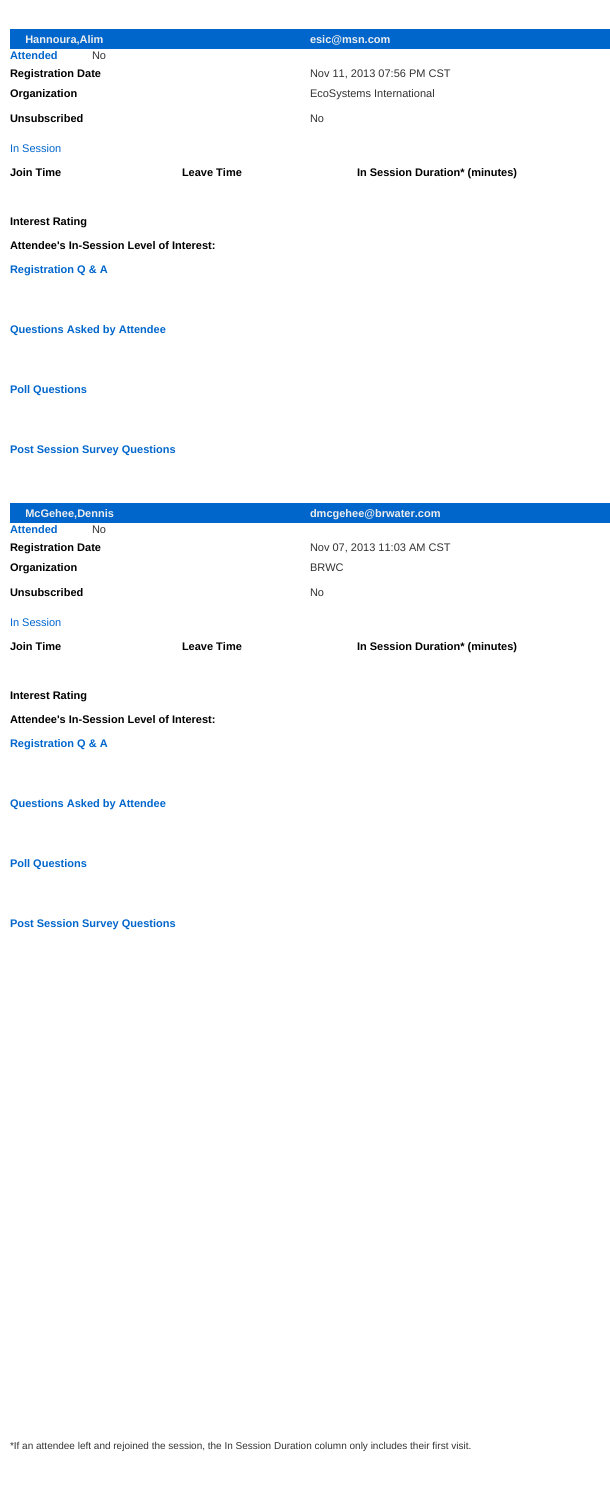| Hannoura,Alim | esic@msn.com |
|---|---|
| **Attended** No | |
| **Registration Date** | Nov 11, 2013 07:56 PM CST |
| **Organization** | EcoSystems International |
| **Unsubscribed** | No |

**In Session**

| Join Time | Leave Time | In Session Duration* (minutes) |
|---|---|---|

**Interest Rating**

**Attendee's In-Session Level of Interest:**

**Registration Q & A**

**Questions Asked by Attendee**

**Poll Questions**

**Post Session Survey Questions**

| McGehee,Dennis | dmcgehee@brwater.com |
|---|---|
| **Attended** No | |
| **Registration Date** | Nov 07, 2013 11:03 AM CST |
| **Organization** | BRWC |
| **Unsubscribed** | No |

**In Session**

| Join Time | Leave Time | In Session Duration* (minutes) |
|---|---|---|

**Interest Rating**

**Attendee's In-Session Level of Interest:**

**Registration Q & A**

**Questions Asked by Attendee**

**Poll Questions**

**Post Session Survey Questions**

*If an attendee left and rejoined the session, the In Session Duration column only includes their first visit.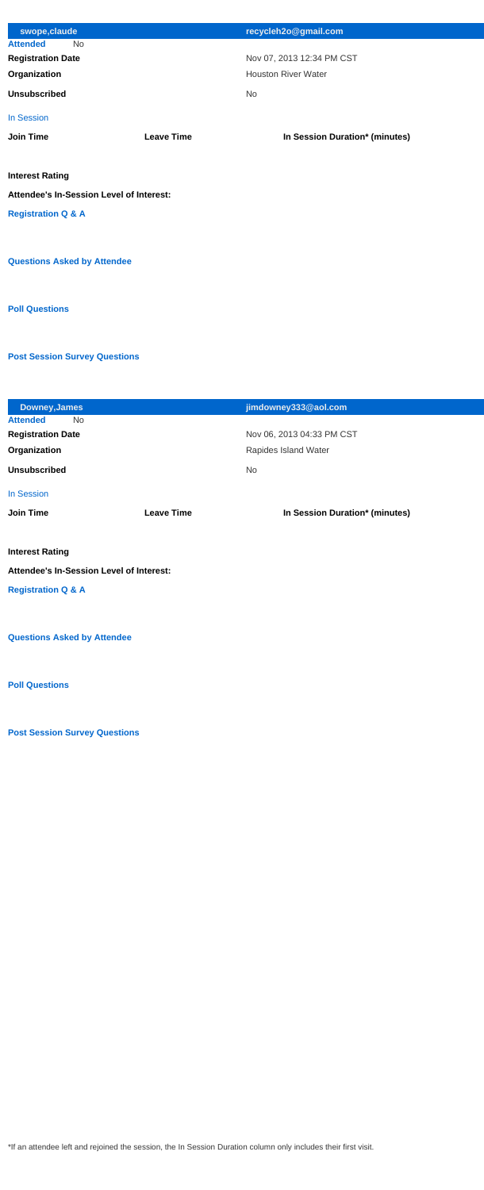| swope,claude | recycleh2o@gmail.com | |
| --- | --- | --- |
| **Attended** No | | |
| **Registration Date** | Nov 07, 2013 12:34 PM CST | |
| **Organization** | Houston River Water | |
| **Unsubscribed** | No | |

**In Session**

| Join Time | Leave Time | In Session Duration* (minutes) |
| --- | --- | --- |

**Interest Rating**

**Attendee's In-Session Level of Interest:**

**Registration Q & A**

**Questions Asked by Attendee**

**Poll Questions**

**Post Session Survey Questions**

| Downey,James | jimdowney333@aol.com | |
| --- | --- | --- |
| **Attended** No | | |
| **Registration Date** | Nov 06, 2013 04:33 PM CST | |
| **Organization** | Rapides Island Water | |
| **Unsubscribed** | No | |

**In Session**

| Join Time | Leave Time | In Session Duration* (minutes) |
| --- | --- | --- |

**Interest Rating**

**Attendee's In-Session Level of Interest:**

**Registration Q & A**

**Questions Asked by Attendee**

**Poll Questions**

**Post Session Survey Questions**

*If an attendee left and rejoined the session, the In Session Duration column only includes their first visit.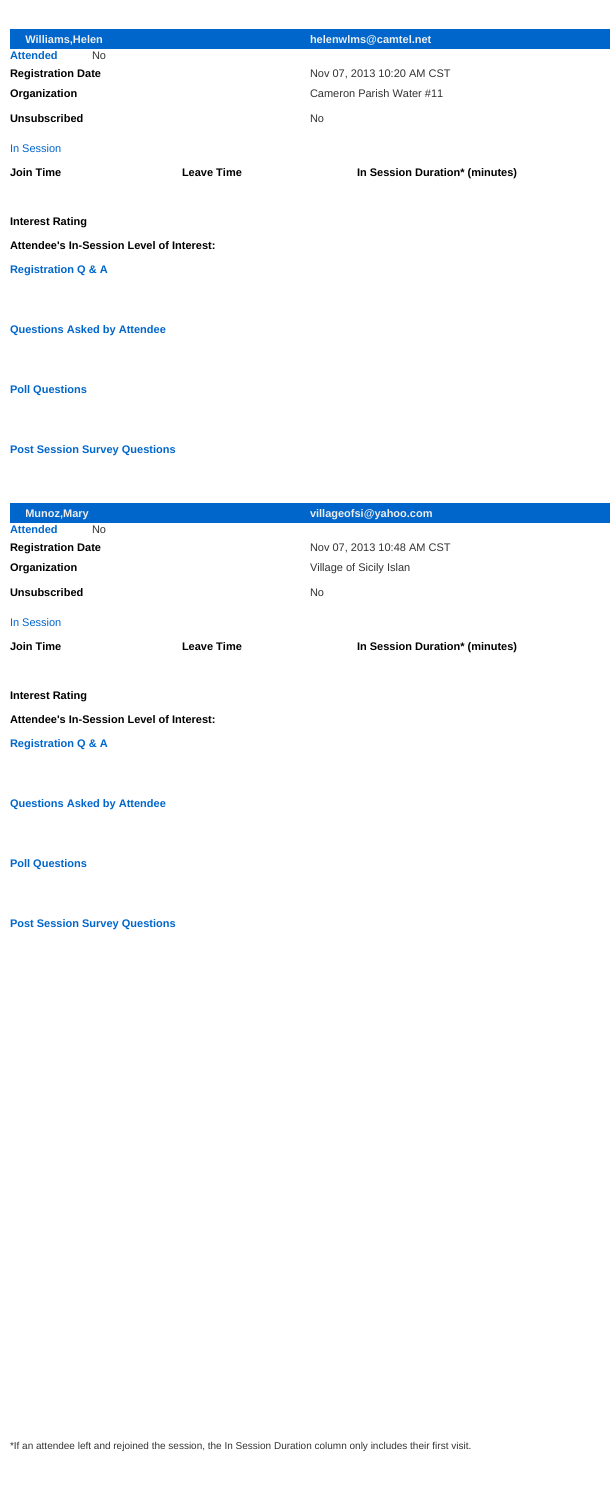| Williams,Helen | | helenwlms@camtel.net |
| --- | --- | --- |
| **Attended** No | | |
| **Registration Date** | | Nov 07, 2013 10:20 AM CST |
| **Organization** | | Cameron Parish Water #11 |
| **Unsubscribed** | | No |

In Session

| Join Time | Leave Time | In Session Duration* (minutes) |
| --- | --- | --- |

**Interest Rating**

**Attendee's In-Session Level of Interest:**

**Registration Q & A**

**Questions Asked by Attendee**

**Poll Questions**

**Post Session Survey Questions**

| Munoz,Mary | | villageofsi@yahoo.com |
| --- | --- | --- |
| **Attended** No | | |
| **Registration Date** | | Nov 07, 2013 10:48 AM CST |
| **Organization** | | Village of Sicily Islan |
| **Unsubscribed** | | No |

In Session

| Join Time | Leave Time | In Session Duration* (minutes) |
| --- | --- | --- |

**Interest Rating**

**Attendee's In-Session Level of Interest:**

**Registration Q & A**

**Questions Asked by Attendee**

**Poll Questions**

**Post Session Survey Questions**

*If an attendee left and rejoined the session, the In Session Duration column only includes their first visit.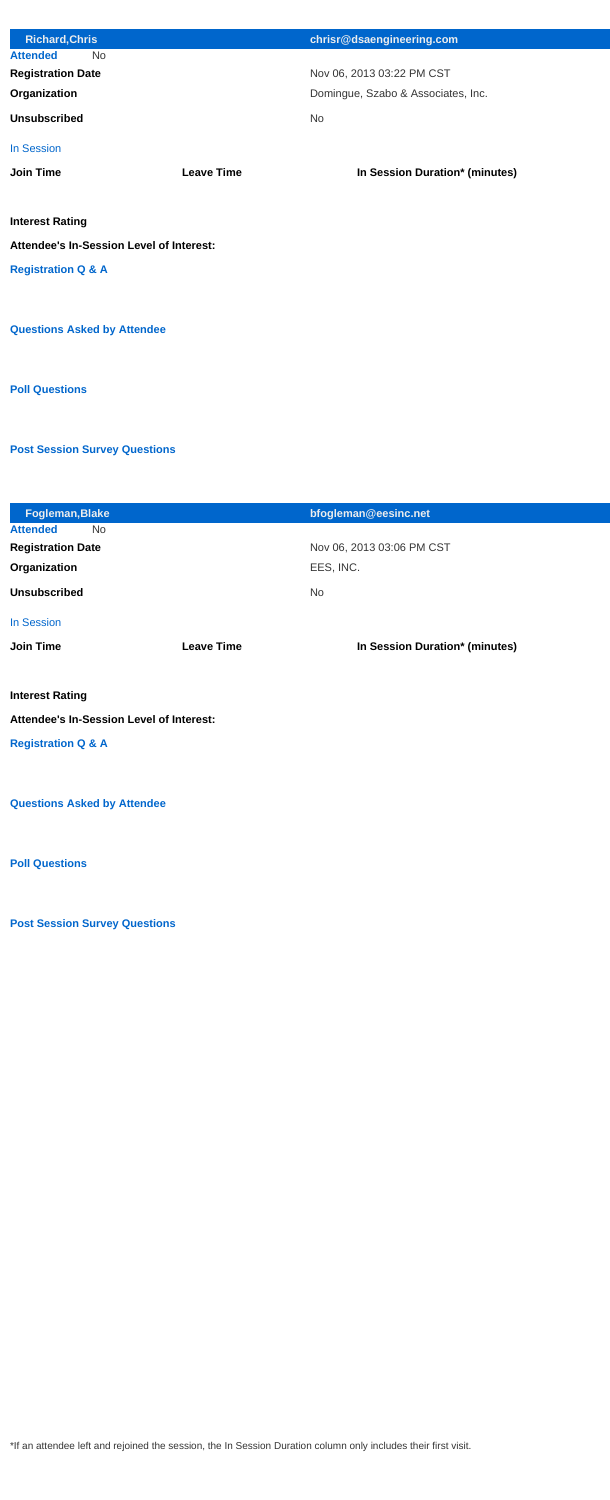| **Richard,Chris** | | **chrisr@dsaengineering.com** |
| --- | --- | --- |
| **Attended** No | | |
| **Registration Date** | | Nov 06, 2013 03:22 PM CST |
| **Organization** | | Domingue, Szabo & Associates, Inc. |
| **Unsubscribed** | | No |

**In Session**

| **Join Time** | **Leave Time** | **In Session Duration* (minutes)** |
| --- | --- | --- |

**Interest Rating**

**Attendee's In-Session Level of Interest:**

**Registration Q & A**

**Questions Asked by Attendee**

**Poll Questions**

**Post Session Survey Questions**

| **Fogleman,Blake** | | **bfogleman@eesinc.net** |
| --- | --- | --- |
| **Attended** No | | |
| **Registration Date** | | Nov 06, 2013 03:06 PM CST |
| **Organization** | | EES, INC. |
| **Unsubscribed** | | No |

**In Session**

| **Join Time** | **Leave Time** | **In Session Duration* (minutes)** |
| --- | --- | --- |

**Interest Rating**

**Attendee's In-Session Level of Interest:**

**Registration Q & A**

**Questions Asked by Attendee**

**Poll Questions**

**Post Session Survey Questions**

*If an attendee left and rejoined the session, the In Session Duration column only includes their first visit.